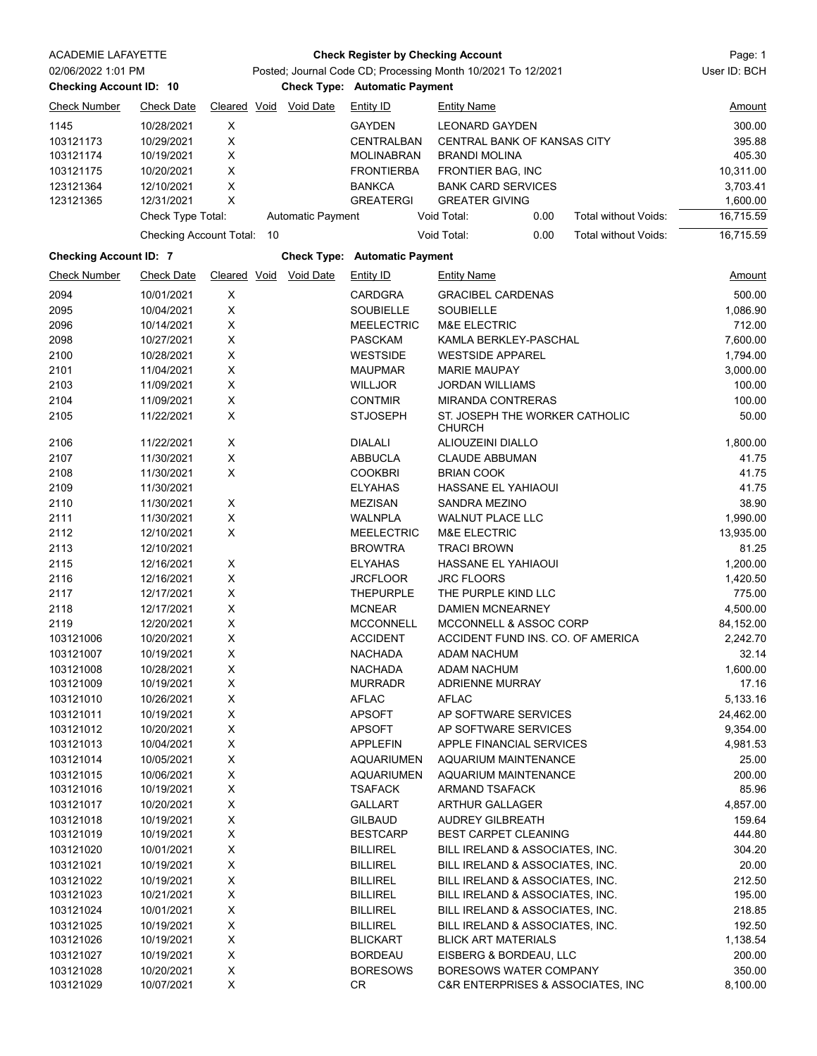ACADEMIE LAFAYETTE

02/06/2022 1:01 PM

**Check Register by Checking Account**

Posted; Journal Code CD; Processing Month 10/2021 To 12/2021

User ID: BCH

**Checking Account ID: 10** — **Check Type: Automatic Payment**

| Check Number | Check Date | Cleared | Void | Void Date | Entity ID | Entity Name | Amount |
|---|---|---|---|---|---|---|---|
| 1145 | 10/28/2021 | X | | | GAYDEN | LEONARD GAYDEN | 300.00 |
| 103121173 | 10/29/2021 | X | | | CENTRALBAN | CENTRAL BANK OF KANSAS CITY | 395.88 |
| 103121174 | 10/19/2021 | X | | | MOLINABRAN | BRANDI MOLINA | 405.30 |
| 103121175 | 10/20/2021 | X | | | FRONTIERBA | FRONTIER BAG, INC | 10,311.00 |
| 123121364 | 12/10/2021 | X | | | BANKCA | BANK CARD SERVICES | 3,703.41 |
| 123121365 | 12/31/2021 | X | | | GREATERGI | GREATER GIVING | 1,600.00 |
| | Check Type Total: | | | Automatic Payment | | Void Total: 0.00 Total without Voids: | 16,715.59 |
| | Checking Account Total: 10 | | | | | Void Total: 0.00 Total without Voids: | 16,715.59 |

**Checking Account ID: 7** — **Check Type: Automatic Payment**

| Check Number | Check Date | Cleared | Void | Void Date | Entity ID | Entity Name | Amount |
|---|---|---|---|---|---|---|---|
| 2094 | 10/01/2021 | X | | | CARDGRA | GRACIBEL CARDENAS | 500.00 |
| 2095 | 10/04/2021 | X | | | SOUBIELLE | SOUBIELLE | 1,086.90 |
| 2096 | 10/14/2021 | X | | | MEELECTRIC | M&E ELECTRIC | 712.00 |
| 2098 | 10/27/2021 | X | | | PASCKAM | KAMLA BERKLEY-PASCHAL | 7,600.00 |
| 2100 | 10/28/2021 | X | | | WESTSIDE | WESTSIDE APPAREL | 1,794.00 |
| 2101 | 11/04/2021 | X | | | MAUPMAR | MARIE MAUPAY | 3,000.00 |
| 2103 | 11/09/2021 | X | | | WILLJOR | JORDAN WILLIAMS | 100.00 |
| 2104 | 11/09/2021 | X | | | CONTMIR | MIRANDA CONTRERAS | 100.00 |
| 2105 | 11/22/2021 | X | | | STJOSEPH | ST. JOSEPH THE WORKER CATHOLIC CHURCH | 50.00 |
| 2106 | 11/22/2021 | X | | | DIALALI | ALIOUZEINI DIALLO | 1,800.00 |
| 2107 | 11/30/2021 | X | | | ABBUCLA | CLAUDE ABBUMAN | 41.75 |
| 2108 | 11/30/2021 | X | | | COOKBRI | BRIAN COOK | 41.75 |
| 2109 | 11/30/2021 | | | | ELYAHAS | HASSANE EL YAHIAOUI | 41.75 |
| 2110 | 11/30/2021 | X | | | MEZISAN | SANDRA MEZINO | 38.90 |
| 2111 | 11/30/2021 | X | | | WALNPLA | WALNUT PLACE LLC | 1,990.00 |
| 2112 | 12/10/2021 | X | | | MEELECTRIC | M&E ELECTRIC | 13,935.00 |
| 2113 | 12/10/2021 | | | | BROWTRA | TRACI BROWN | 81.25 |
| 2115 | 12/16/2021 | X | | | ELYAHAS | HASSANE EL YAHIAOUI | 1,200.00 |
| 2116 | 12/16/2021 | X | | | JRCFLOOR | JRC FLOORS | 1,420.50 |
| 2117 | 12/17/2021 | X | | | THEPURPLE | THE PURPLE KIND LLC | 775.00 |
| 2118 | 12/17/2021 | X | | | MCNEAR | DAMIEN MCNEARNEY | 4,500.00 |
| 2119 | 12/20/2021 | X | | | MCCONNELL | MCCONNELL & ASSOC CORP | 84,152.00 |
| 103121006 | 10/20/2021 | X | | | ACCIDENT | ACCIDENT FUND INS. CO. OF AMERICA | 2,242.70 |
| 103121007 | 10/19/2021 | X | | | NACHADA | ADAM NACHUM | 32.14 |
| 103121008 | 10/28/2021 | X | | | NACHADA | ADAM NACHUM | 1,600.00 |
| 103121009 | 10/19/2021 | X | | | MURRADR | ADRIENNE MURRAY | 17.16 |
| 103121010 | 10/26/2021 | X | | | AFLAC | AFLAC | 5,133.16 |
| 103121011 | 10/19/2021 | X | | | APSOFT | AP SOFTWARE SERVICES | 24,462.00 |
| 103121012 | 10/20/2021 | X | | | APSOFT | AP SOFTWARE SERVICES | 9,354.00 |
| 103121013 | 10/04/2021 | X | | | APPLEFIN | APPLE FINANCIAL SERVICES | 4,981.53 |
| 103121014 | 10/05/2021 | X | | | AQUARIUMEN | AQUARIUM MAINTENANCE | 25.00 |
| 103121015 | 10/06/2021 | X | | | AQUARIUMEN | AQUARIUM MAINTENANCE | 200.00 |
| 103121016 | 10/19/2021 | X | | | TSAFACK | ARMAND TSAFACK | 85.96 |
| 103121017 | 10/20/2021 | X | | | GALLART | ARTHUR GALLAGER | 4,857.00 |
| 103121018 | 10/19/2021 | X | | | GILBAUD | AUDREY GILBREATH | 159.64 |
| 103121019 | 10/19/2021 | X | | | BESTCARP | BEST CARPET CLEANING | 444.80 |
| 103121020 | 10/01/2021 | X | | | BILLIREL | BILL IRELAND & ASSOCIATES, INC. | 304.20 |
| 103121021 | 10/19/2021 | X | | | BILLIREL | BILL IRELAND & ASSOCIATES, INC. | 20.00 |
| 103121022 | 10/19/2021 | X | | | BILLIREL | BILL IRELAND & ASSOCIATES, INC. | 212.50 |
| 103121023 | 10/21/2021 | X | | | BILLIREL | BILL IRELAND & ASSOCIATES, INC. | 195.00 |
| 103121024 | 10/01/2021 | X | | | BILLIREL | BILL IRELAND & ASSOCIATES, INC. | 218.85 |
| 103121025 | 10/19/2021 | X | | | BILLIREL | BILL IRELAND & ASSOCIATES, INC. | 192.50 |
| 103121026 | 10/19/2021 | X | | | BLICKART | BLICK ART MATERIALS | 1,138.54 |
| 103121027 | 10/19/2021 | X | | | BORDEAU | EISBERG & BORDEAU, LLC | 200.00 |
| 103121028 | 10/20/2021 | X | | | BORESOWS | BORESOWS WATER COMPANY | 350.00 |
| 103121029 | 10/07/2021 | X | | | CR | C&R ENTERPRISES & ASSOCIATES, INC | 8,100.00 |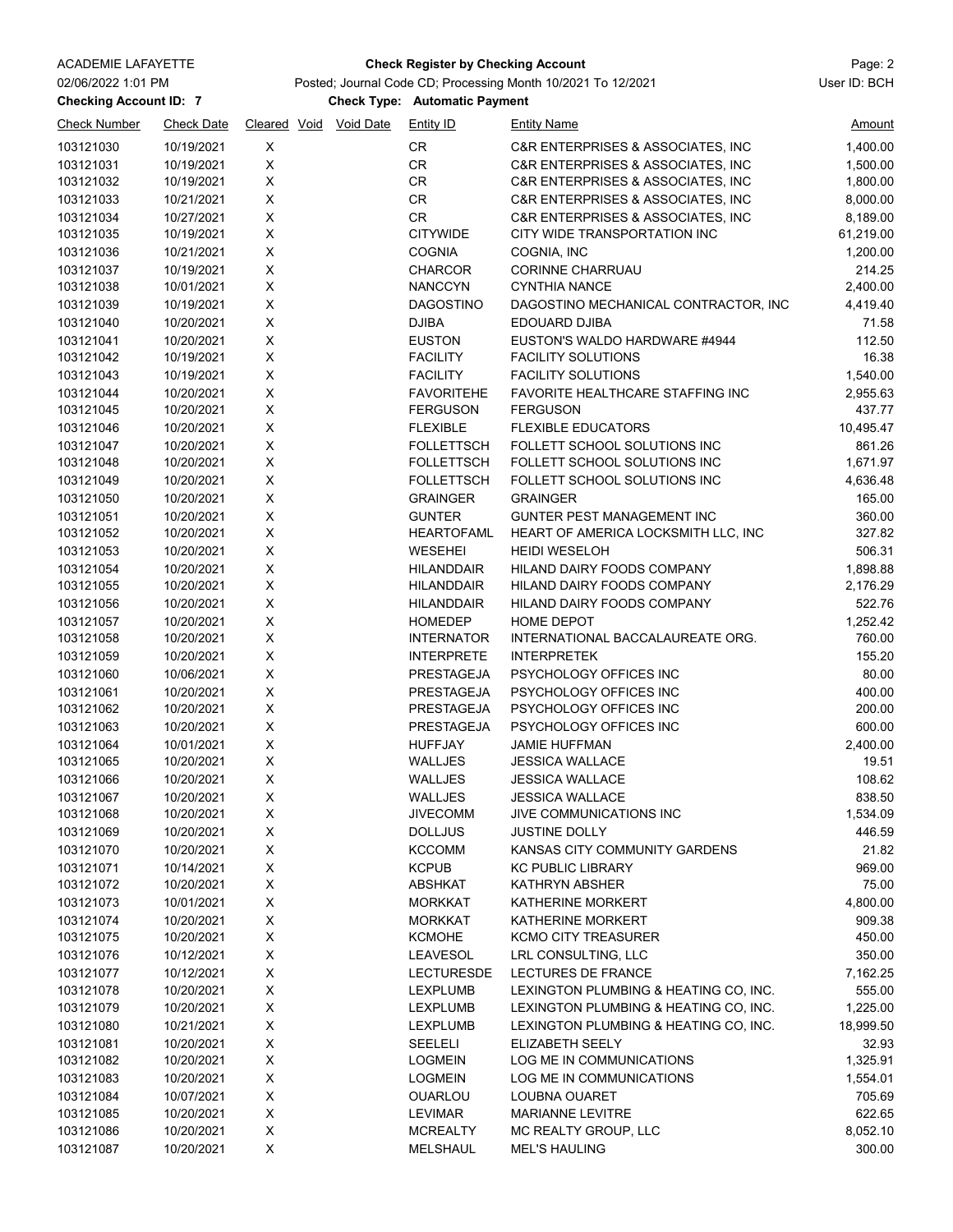ACADEMIE LAFAYETTE

**Check Register by Checking Account**

02/06/2022 1:01 PM — Posted; Journal Code CD; Processing Month 10/2021 To 12/2021 — User ID: BCH

**Checking Account ID: 7** — **Check Type: Automatic Payment**

| Check Number | Check Date | Cleared | Void | Void Date | Entity ID | Entity Name | Amount |
|---|---|---|---|---|---|---|---|
| 103121030 | 10/19/2021 | X | | | CR | C&R ENTERPRISES & ASSOCIATES, INC | 1,400.00 |
| 103121031 | 10/19/2021 | X | | | CR | C&R ENTERPRISES & ASSOCIATES, INC | 1,500.00 |
| 103121032 | 10/19/2021 | X | | | CR | C&R ENTERPRISES & ASSOCIATES, INC | 1,800.00 |
| 103121033 | 10/21/2021 | X | | | CR | C&R ENTERPRISES & ASSOCIATES, INC | 8,000.00 |
| 103121034 | 10/27/2021 | X | | | CR | C&R ENTERPRISES & ASSOCIATES, INC | 8,189.00 |
| 103121035 | 10/19/2021 | X | | | CITYWIDE | CITY WIDE TRANSPORTATION INC | 61,219.00 |
| 103121036 | 10/21/2021 | X | | | COGNIA | COGNIA, INC | 1,200.00 |
| 103121037 | 10/19/2021 | X | | | CHARCOR | CORINNE CHARRUAU | 214.25 |
| 103121038 | 10/01/2021 | X | | | NANCCYN | CYNTHIA NANCE | 2,400.00 |
| 103121039 | 10/19/2021 | X | | | DAGOSTINO | DAGOSTINO MECHANICAL CONTRACTOR, INC | 4,419.40 |
| 103121040 | 10/20/2021 | X | | | DJIBA | EDOUARD DJIBA | 71.58 |
| 103121041 | 10/20/2021 | X | | | EUSTON | EUSTON'S WALDO HARDWARE #4944 | 112.50 |
| 103121042 | 10/19/2021 | X | | | FACILITY | FACILITY SOLUTIONS | 16.38 |
| 103121043 | 10/19/2021 | X | | | FACILITY | FACILITY SOLUTIONS | 1,540.00 |
| 103121044 | 10/20/2021 | X | | | FAVORITEHE | FAVORITE HEALTHCARE STAFFING INC | 2,955.63 |
| 103121045 | 10/20/2021 | X | | | FERGUSON | FERGUSON | 437.77 |
| 103121046 | 10/20/2021 | X | | | FLEXIBLE | FLEXIBLE EDUCATORS | 10,495.47 |
| 103121047 | 10/20/2021 | X | | | FOLLETTSCH | FOLLETT SCHOOL SOLUTIONS INC | 861.26 |
| 103121048 | 10/20/2021 | X | | | FOLLETTSCH | FOLLETT SCHOOL SOLUTIONS INC | 1,671.97 |
| 103121049 | 10/20/2021 | X | | | FOLLETTSCH | FOLLETT SCHOOL SOLUTIONS INC | 4,636.48 |
| 103121050 | 10/20/2021 | X | | | GRAINGER | GRAINGER | 165.00 |
| 103121051 | 10/20/2021 | X | | | GUNTER | GUNTER PEST MANAGEMENT INC | 360.00 |
| 103121052 | 10/20/2021 | X | | | HEARTOFAML | HEART OF AMERICA LOCKSMITH LLC, INC | 327.82 |
| 103121053 | 10/20/2021 | X | | | WESEHEI | HEIDI WESELOH | 506.31 |
| 103121054 | 10/20/2021 | X | | | HILANDDAIR | HILAND DAIRY FOODS COMPANY | 1,898.88 |
| 103121055 | 10/20/2021 | X | | | HILANDDAIR | HILAND DAIRY FOODS COMPANY | 2,176.29 |
| 103121056 | 10/20/2021 | X | | | HILANDDAIR | HILAND DAIRY FOODS COMPANY | 522.76 |
| 103121057 | 10/20/2021 | X | | | HOMEDEP | HOME DEPOT | 1,252.42 |
| 103121058 | 10/20/2021 | X | | | INTERNATOR | INTERNATIONAL BACCALAUREATE ORG. | 760.00 |
| 103121059 | 10/20/2021 | X | | | INTERPRETE | INTERPRETEK | 155.20 |
| 103121060 | 10/06/2021 | X | | | PRESTAGEJA | PSYCHOLOGY OFFICES INC | 80.00 |
| 103121061 | 10/20/2021 | X | | | PRESTAGEJA | PSYCHOLOGY OFFICES INC | 400.00 |
| 103121062 | 10/20/2021 | X | | | PRESTAGEJA | PSYCHOLOGY OFFICES INC | 200.00 |
| 103121063 | 10/20/2021 | X | | | PRESTAGEJA | PSYCHOLOGY OFFICES INC | 600.00 |
| 103121064 | 10/01/2021 | X | | | HUFFJAY | JAMIE HUFFMAN | 2,400.00 |
| 103121065 | 10/20/2021 | X | | | WALLJES | JESSICA WALLACE | 19.51 |
| 103121066 | 10/20/2021 | X | | | WALLJES | JESSICA WALLACE | 108.62 |
| 103121067 | 10/20/2021 | X | | | WALLJES | JESSICA WALLACE | 838.50 |
| 103121068 | 10/20/2021 | X | | | JIVECOMM | JIVE COMMUNICATIONS INC | 1,534.09 |
| 103121069 | 10/20/2021 | X | | | DOLLJUS | JUSTINE DOLLY | 446.59 |
| 103121070 | 10/20/2021 | X | | | KCCOMM | KANSAS CITY COMMUNITY GARDENS | 21.82 |
| 103121071 | 10/14/2021 | X | | | KCPUB | KC PUBLIC LIBRARY | 969.00 |
| 103121072 | 10/20/2021 | X | | | ABSHKAT | KATHRYN ABSHER | 75.00 |
| 103121073 | 10/01/2021 | X | | | MORKKAT | KATHERINE MORKERT | 4,800.00 |
| 103121074 | 10/20/2021 | X | | | MORKKAT | KATHERINE MORKERT | 909.38 |
| 103121075 | 10/20/2021 | X | | | KCMOHE | KCMO CITY TREASURER | 450.00 |
| 103121076 | 10/12/2021 | X | | | LEAVESOL | LRL CONSULTING, LLC | 350.00 |
| 103121077 | 10/12/2021 | X | | | LECTURESDE | LECTURES DE FRANCE | 7,162.25 |
| 103121078 | 10/20/2021 | X | | | LEXPLUMB | LEXINGTON PLUMBING & HEATING CO, INC. | 555.00 |
| 103121079 | 10/20/2021 | X | | | LEXPLUMB | LEXINGTON PLUMBING & HEATING CO, INC. | 1,225.00 |
| 103121080 | 10/21/2021 | X | | | LEXPLUMB | LEXINGTON PLUMBING & HEATING CO, INC. | 18,999.50 |
| 103121081 | 10/20/2021 | X | | | SEELELI | ELIZABETH SEELY | 32.93 |
| 103121082 | 10/20/2021 | X | | | LOGMEIN | LOG ME IN COMMUNICATIONS | 1,325.91 |
| 103121083 | 10/20/2021 | X | | | LOGMEIN | LOG ME IN COMMUNICATIONS | 1,554.01 |
| 103121084 | 10/07/2021 | X | | | OUARLOU | LOUBNA OUARET | 705.69 |
| 103121085 | 10/20/2021 | X | | | LEVIMAR | MARIANNE LEVITRE | 622.65 |
| 103121086 | 10/20/2021 | X | | | MCREALTY | MC REALTY GROUP, LLC | 8,052.10 |
| 103121087 | 10/20/2021 | X | | | MELSHAUL | MEL'S HAULING | 300.00 |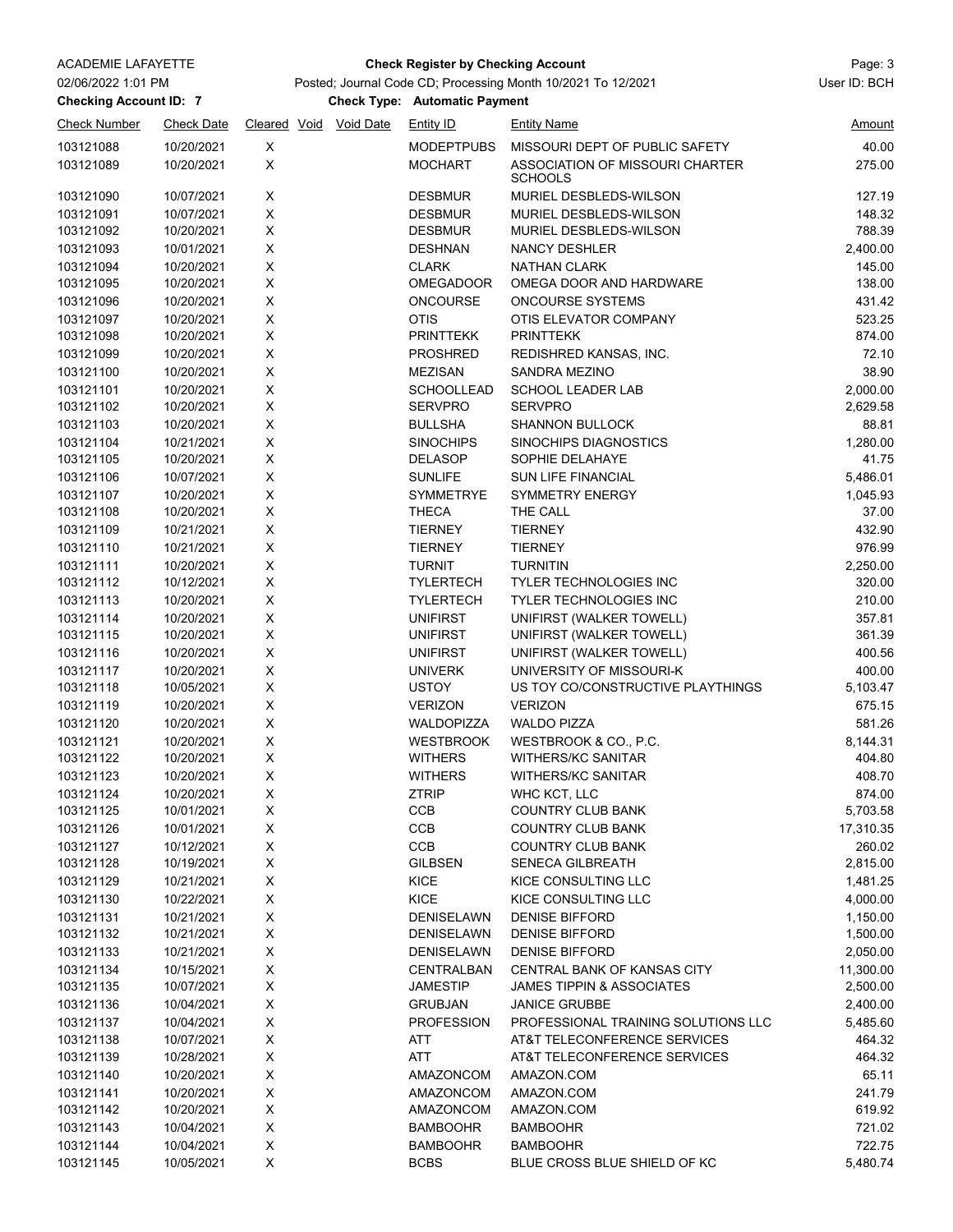ACADEMIE LAFAYETTE

02/06/2022 1:01 PM

**Check Register by Checking Account**

Posted; Journal Code CD; Processing Month 10/2021 To 12/2021

User ID: BCH

**Checking Account ID: 7**

**Check Type: Automatic Payment**

| Check Number | Check Date | Cleared | Void | Void Date | Entity ID | Entity Name | Amount |
|---|---|---|---|---|---|---|---|
| 103121088 | 10/20/2021 | X | | | MODEPTPUBS | MISSOURI DEPT OF PUBLIC SAFETY | 40.00 |
| 103121089 | 10/20/2021 | X | | | MOCHART | ASSOCIATION OF MISSOURI CHARTER SCHOOLS | 275.00 |
| 103121090 | 10/07/2021 | X | | | DESBMUR | MURIEL DESBLEDS-WILSON | 127.19 |
| 103121091 | 10/07/2021 | X | | | DESBMUR | MURIEL DESBLEDS-WILSON | 148.32 |
| 103121092 | 10/20/2021 | X | | | DESBMUR | MURIEL DESBLEDS-WILSON | 788.39 |
| 103121093 | 10/01/2021 | X | | | DESHNAN | NANCY DESHLER | 2,400.00 |
| 103121094 | 10/20/2021 | X | | | CLARK | NATHAN CLARK | 145.00 |
| 103121095 | 10/20/2021 | X | | | OMEGADOOR | OMEGA DOOR AND HARDWARE | 138.00 |
| 103121096 | 10/20/2021 | X | | | ONCOURSE | ONCOURSE SYSTEMS | 431.42 |
| 103121097 | 10/20/2021 | X | | | OTIS | OTIS ELEVATOR COMPANY | 523.25 |
| 103121098 | 10/20/2021 | X | | | PRINTTEKK | PRINTTEKK | 874.00 |
| 103121099 | 10/20/2021 | X | | | PROSHRED | REDISHRED KANSAS, INC. | 72.10 |
| 103121100 | 10/20/2021 | X | | | MEZISAN | SANDRA MEZINO | 38.90 |
| 103121101 | 10/20/2021 | X | | | SCHOOLLEAD | SCHOOL LEADER LAB | 2,000.00 |
| 103121102 | 10/20/2021 | X | | | SERVPRO | SERVPRO | 2,629.58 |
| 103121103 | 10/20/2021 | X | | | BULLSHA | SHANNON BULLOCK | 88.81 |
| 103121104 | 10/21/2021 | X | | | SINOCHIPS | SINOCHIPS DIAGNOSTICS | 1,280.00 |
| 103121105 | 10/20/2021 | X | | | DELASOP | SOPHIE DELAHAYE | 41.75 |
| 103121106 | 10/07/2021 | X | | | SUNLIFE | SUN LIFE FINANCIAL | 5,486.01 |
| 103121107 | 10/20/2021 | X | | | SYMMETRYE | SYMMETRY ENERGY | 1,045.93 |
| 103121108 | 10/20/2021 | X | | | THECA | THE CALL | 37.00 |
| 103121109 | 10/21/2021 | X | | | TIERNEY | TIERNEY | 432.90 |
| 103121110 | 10/21/2021 | X | | | TIERNEY | TIERNEY | 976.99 |
| 103121111 | 10/20/2021 | X | | | TURNIT | TURNITIN | 2,250.00 |
| 103121112 | 10/12/2021 | X | | | TYLERTECH | TYLER TECHNOLOGIES INC | 320.00 |
| 103121113 | 10/20/2021 | X | | | TYLERTECH | TYLER TECHNOLOGIES INC | 210.00 |
| 103121114 | 10/20/2021 | X | | | UNIFIRST | UNIFIRST (WALKER TOWELL) | 357.81 |
| 103121115 | 10/20/2021 | X | | | UNIFIRST | UNIFIRST (WALKER TOWELL) | 361.39 |
| 103121116 | 10/20/2021 | X | | | UNIFIRST | UNIFIRST (WALKER TOWELL) | 400.56 |
| 103121117 | 10/20/2021 | X | | | UNIVERK | UNIVERSITY OF MISSOURI-K | 400.00 |
| 103121118 | 10/05/2021 | X | | | USTOY | US TOY CO/CONSTRUCTIVE PLAYTHINGS | 5,103.47 |
| 103121119 | 10/20/2021 | X | | | VERIZON | VERIZON | 675.15 |
| 103121120 | 10/20/2021 | X | | | WALDOPIZZA | WALDO PIZZA | 581.26 |
| 103121121 | 10/20/2021 | X | | | WESTBROOK | WESTBROOK & CO., P.C. | 8,144.31 |
| 103121122 | 10/20/2021 | X | | | WITHERS | WITHERS/KC SANITAR | 404.80 |
| 103121123 | 10/20/2021 | X | | | WITHERS | WITHERS/KC SANITAR | 408.70 |
| 103121124 | 10/20/2021 | X | | | ZTRIP | WHC KCT, LLC | 874.00 |
| 103121125 | 10/01/2021 | X | | | CCB | COUNTRY CLUB BANK | 5,703.58 |
| 103121126 | 10/01/2021 | X | | | CCB | COUNTRY CLUB BANK | 17,310.35 |
| 103121127 | 10/12/2021 | X | | | CCB | COUNTRY CLUB BANK | 260.02 |
| 103121128 | 10/19/2021 | X | | | GILBSEN | SENECA GILBREATH | 2,815.00 |
| 103121129 | 10/21/2021 | X | | | KICE | KICE CONSULTING LLC | 1,481.25 |
| 103121130 | 10/22/2021 | X | | | KICE | KICE CONSULTING LLC | 4,000.00 |
| 103121131 | 10/21/2021 | X | | | DENISELAWN | DENISE BIFFORD | 1,150.00 |
| 103121132 | 10/21/2021 | X | | | DENISELAWN | DENISE BIFFORD | 1,500.00 |
| 103121133 | 10/21/2021 | X | | | DENISELAWN | DENISE BIFFORD | 2,050.00 |
| 103121134 | 10/15/2021 | X | | | CENTRALBAN | CENTRAL BANK OF KANSAS CITY | 11,300.00 |
| 103121135 | 10/07/2021 | X | | | JAMESTIP | JAMES TIPPIN & ASSOCIATES | 2,500.00 |
| 103121136 | 10/04/2021 | X | | | GRUBJAN | JANICE GRUBBE | 2,400.00 |
| 103121137 | 10/04/2021 | X | | | PROFESSION | PROFESSIONAL TRAINING SOLUTIONS LLC | 5,485.60 |
| 103121138 | 10/07/2021 | X | | | ATT | AT&T TELECONFERENCE SERVICES | 464.32 |
| 103121139 | 10/28/2021 | X | | | ATT | AT&T TELECONFERENCE SERVICES | 464.32 |
| 103121140 | 10/20/2021 | X | | | AMAZONCOM | AMAZON.COM | 65.11 |
| 103121141 | 10/20/2021 | X | | | AMAZONCOM | AMAZON.COM | 241.79 |
| 103121142 | 10/20/2021 | X | | | AMAZONCOM | AMAZON.COM | 619.92 |
| 103121143 | 10/04/2021 | X | | | BAMBOOHR | BAMBOOHR | 721.02 |
| 103121144 | 10/04/2021 | X | | | BAMBOOHR | BAMBOOHR | 722.75 |
| 103121145 | 10/05/2021 | X | | | BCBS | BLUE CROSS BLUE SHIELD OF KC | 5,480.74 |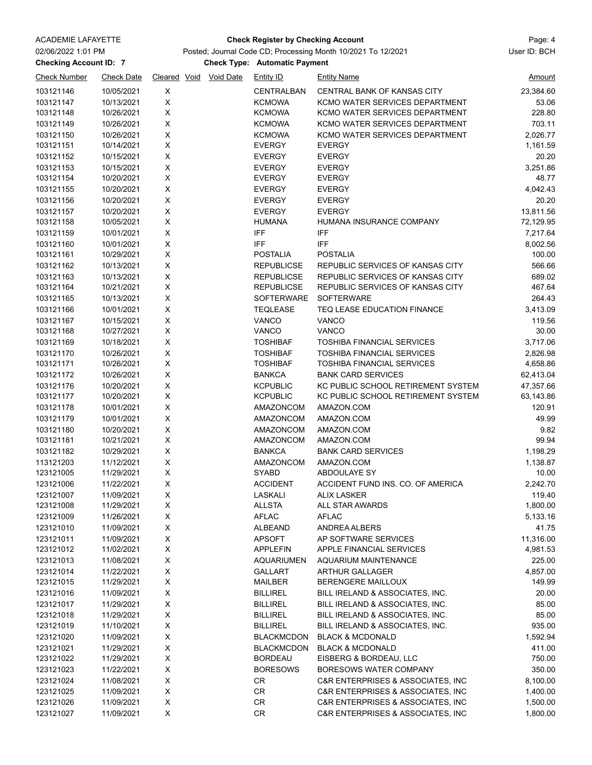ACADEMIE LAFAYETTE

02/06/2022 1:01 PM

**Check Register by Checking Account**

Posted; Journal Code CD; Processing Month 10/2021 To 12/2021

User ID: BCH

**Checking Account ID: 7**

**Check Type: Automatic Payment**

| Check Number | Check Date | Cleared | Void | Void Date | Entity ID | Entity Name | Amount |
|---|---|---|---|---|---|---|---|
| 103121146 | 10/05/2021 | X | | | CENTRALBAN | CENTRAL BANK OF KANSAS CITY | 23,384.60 |
| 103121147 | 10/13/2021 | X | | | KCMOWA | KCMO WATER SERVICES DEPARTMENT | 53.06 |
| 103121148 | 10/26/2021 | X | | | KCMOWA | KCMO WATER SERVICES DEPARTMENT | 228.80 |
| 103121149 | 10/26/2021 | X | | | KCMOWA | KCMO WATER SERVICES DEPARTMENT | 703.11 |
| 103121150 | 10/26/2021 | X | | | KCMOWA | KCMO WATER SERVICES DEPARTMENT | 2,026.77 |
| 103121151 | 10/14/2021 | X | | | EVERGY | EVERGY | 1,161.59 |
| 103121152 | 10/15/2021 | X | | | EVERGY | EVERGY | 20.20 |
| 103121153 | 10/15/2021 | X | | | EVERGY | EVERGY | 3,251.86 |
| 103121154 | 10/20/2021 | X | | | EVERGY | EVERGY | 48.77 |
| 103121155 | 10/20/2021 | X | | | EVERGY | EVERGY | 4,042.43 |
| 103121156 | 10/20/2021 | X | | | EVERGY | EVERGY | 20.20 |
| 103121157 | 10/20/2021 | X | | | EVERGY | EVERGY | 13,811.56 |
| 103121158 | 10/05/2021 | X | | | HUMANA | HUMANA INSURANCE COMPANY | 72,129.95 |
| 103121159 | 10/01/2021 | X | | | IFF | IFF | 7,217.64 |
| 103121160 | 10/01/2021 | X | | | IFF | IFF | 8,002.56 |
| 103121161 | 10/29/2021 | X | | | POSTALIA | POSTALIA | 100.00 |
| 103121162 | 10/13/2021 | X | | | REPUBLICSE | REPUBLIC SERVICES OF KANSAS CITY | 566.66 |
| 103121163 | 10/13/2021 | X | | | REPUBLICSE | REPUBLIC SERVICES OF KANSAS CITY | 689.02 |
| 103121164 | 10/21/2021 | X | | | REPUBLICSE | REPUBLIC SERVICES OF KANSAS CITY | 467.64 |
| 103121165 | 10/13/2021 | X | | | SOFTERWARE | SOFTERWARE | 264.43 |
| 103121166 | 10/01/2021 | X | | | TEQLEASE | TEQ LEASE EDUCATION FINANCE | 3,413.09 |
| 103121167 | 10/15/2021 | X | | | VANCO | VANCO | 119.56 |
| 103121168 | 10/27/2021 | X | | | VANCO | VANCO | 30.00 |
| 103121169 | 10/18/2021 | X | | | TOSHIBAF | TOSHIBA FINANCIAL SERVICES | 3,717.06 |
| 103121170 | 10/26/2021 | X | | | TOSHIBAF | TOSHIBA FINANCIAL SERVICES | 2,826.98 |
| 103121171 | 10/26/2021 | X | | | TOSHIBAF | TOSHIBA FINANCIAL SERVICES | 4,658.86 |
| 103121172 | 10/26/2021 | X | | | BANKCA | BANK CARD SERVICES | 62,413.04 |
| 103121176 | 10/20/2021 | X | | | KCPUBLIC | KC PUBLIC SCHOOL RETIREMENT SYSTEM | 47,357.66 |
| 103121177 | 10/20/2021 | X | | | KCPUBLIC | KC PUBLIC SCHOOL RETIREMENT SYSTEM | 63,143.86 |
| 103121178 | 10/01/2021 | X | | | AMAZONCOM | AMAZON.COM | 120.91 |
| 103121179 | 10/01/2021 | X | | | AMAZONCOM | AMAZON.COM | 49.99 |
| 103121180 | 10/20/2021 | X | | | AMAZONCOM | AMAZON.COM | 9.82 |
| 103121181 | 10/21/2021 | X | | | AMAZONCOM | AMAZON.COM | 99.94 |
| 103121182 | 10/29/2021 | X | | | BANKCA | BANK CARD SERVICES | 1,198.29 |
| 113121203 | 11/12/2021 | X | | | AMAZONCOM | AMAZON.COM | 1,138.87 |
| 123121005 | 11/29/2021 | X | | | SYABD | ABDOULAYE SY | 10.00 |
| 123121006 | 11/22/2021 | X | | | ACCIDENT | ACCIDENT FUND INS. CO. OF AMERICA | 2,242.70 |
| 123121007 | 11/09/2021 | X | | | LASKALI | ALIX LASKER | 119.40 |
| 123121008 | 11/29/2021 | X | | | ALLSTA | ALL STAR AWARDS | 1,800.00 |
| 123121009 | 11/26/2021 | X | | | AFLAC | AFLAC | 5,133.16 |
| 123121010 | 11/09/2021 | X | | | ALBEAND | ANDREA ALBERS | 41.75 |
| 123121011 | 11/09/2021 | X | | | APSOFT | AP SOFTWARE SERVICES | 11,316.00 |
| 123121012 | 11/02/2021 | X | | | APPLEFIN | APPLE FINANCIAL SERVICES | 4,981.53 |
| 123121013 | 11/08/2021 | X | | | AQUARIUMEN | AQUARIUM MAINTENANCE | 225.00 |
| 123121014 | 11/22/2021 | X | | | GALLART | ARTHUR GALLAGER | 4,857.00 |
| 123121015 | 11/29/2021 | X | | | MAILBER | BERENGERE MAILLOUX | 149.99 |
| 123121016 | 11/09/2021 | X | | | BILLIREL | BILL IRELAND & ASSOCIATES, INC. | 20.00 |
| 123121017 | 11/29/2021 | X | | | BILLIREL | BILL IRELAND & ASSOCIATES, INC. | 85.00 |
| 123121018 | 11/29/2021 | X | | | BILLIREL | BILL IRELAND & ASSOCIATES, INC. | 85.00 |
| 123121019 | 11/10/2021 | X | | | BILLIREL | BILL IRELAND & ASSOCIATES, INC. | 935.00 |
| 123121020 | 11/09/2021 | X | | | BLACKMCDON | BLACK & MCDONALD | 1,592.94 |
| 123121021 | 11/29/2021 | X | | | BLACKMCDON | BLACK & MCDONALD | 411.00 |
| 123121022 | 11/29/2021 | X | | | BORDEAU | EISBERG & BORDEAU, LLC | 750.00 |
| 123121023 | 11/22/2021 | X | | | BORESOWS | BORESOWS WATER COMPANY | 350.00 |
| 123121024 | 11/08/2021 | X | | | CR | C&R ENTERPRISES & ASSOCIATES, INC | 8,100.00 |
| 123121025 | 11/09/2021 | X | | | CR | C&R ENTERPRISES & ASSOCIATES, INC | 1,400.00 |
| 123121026 | 11/09/2021 | X | | | CR | C&R ENTERPRISES & ASSOCIATES, INC | 1,500.00 |
| 123121027 | 11/09/2021 | X | | | CR | C&R ENTERPRISES & ASSOCIATES, INC | 1,800.00 |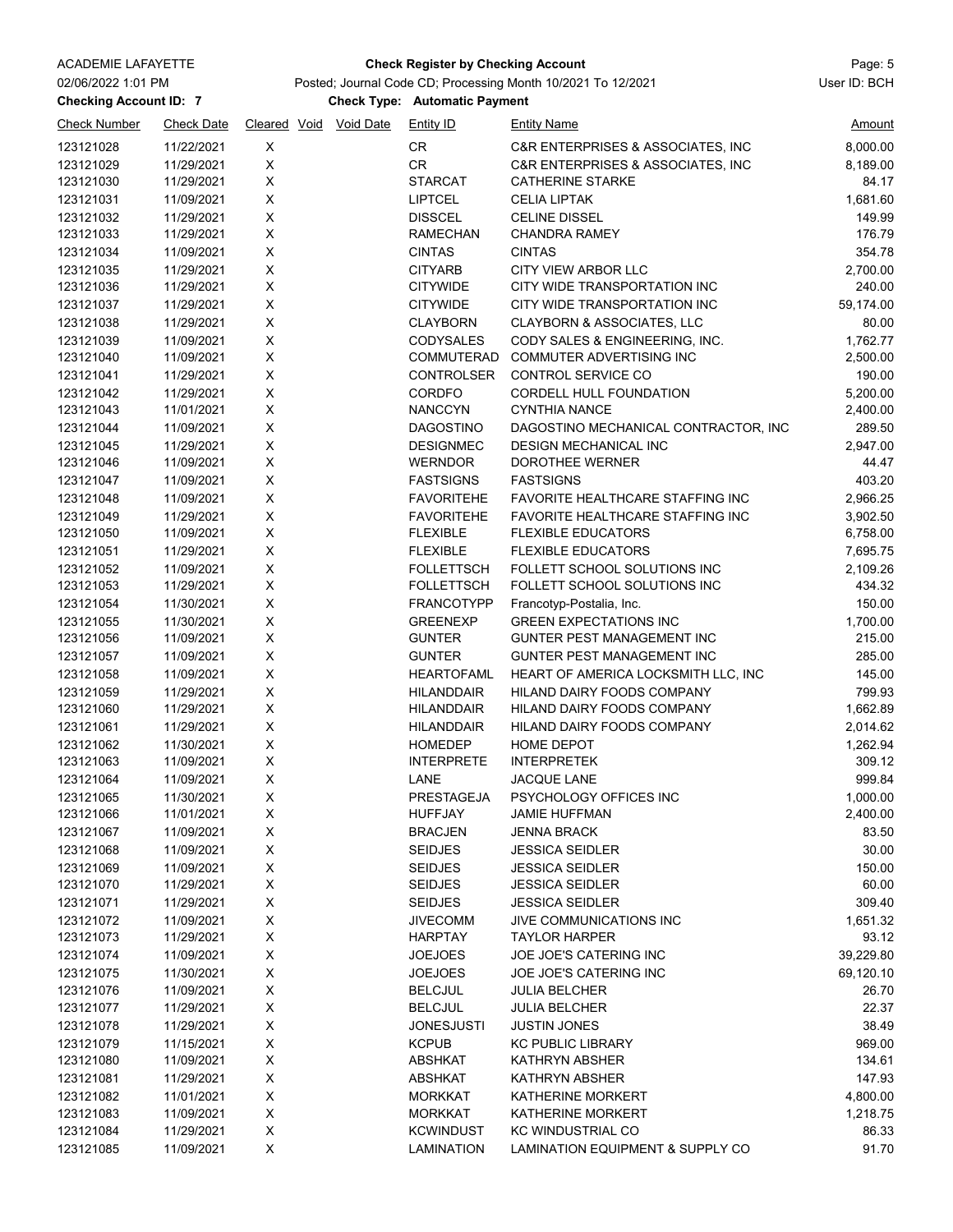ACADEMIE LAFAYETTE

**Check Register by Checking Account**

02/06/2022 1:01 PM — Posted; Journal Code CD; Processing Month 10/2021 To 12/2021 — User ID: BCH

**Checking Account ID: 7** — **Check Type: Automatic Payment**

| Check Number | Check Date | Cleared | Void | Void Date | Entity ID | Entity Name | Amount |
|---|---|---|---|---|---|---|---|
| 123121028 | 11/22/2021 | X | | | CR | C&R ENTERPRISES & ASSOCIATES, INC | 8,000.00 |
| 123121029 | 11/29/2021 | X | | | CR | C&R ENTERPRISES & ASSOCIATES, INC | 8,189.00 |
| 123121030 | 11/29/2021 | X | | | STARCAT | CATHERINE STARKE | 84.17 |
| 123121031 | 11/09/2021 | X | | | LIPTCEL | CELIA LIPTAK | 1,681.60 |
| 123121032 | 11/29/2021 | X | | | DISSCEL | CELINE DISSEL | 149.99 |
| 123121033 | 11/29/2021 | X | | | RAMECHAN | CHANDRA RAMEY | 176.79 |
| 123121034 | 11/09/2021 | X | | | CINTAS | CINTAS | 354.78 |
| 123121035 | 11/29/2021 | X | | | CITYARB | CITY VIEW ARBOR LLC | 2,700.00 |
| 123121036 | 11/29/2021 | X | | | CITYWIDE | CITY WIDE TRANSPORTATION INC | 240.00 |
| 123121037 | 11/29/2021 | X | | | CITYWIDE | CITY WIDE TRANSPORTATION INC | 59,174.00 |
| 123121038 | 11/29/2021 | X | | | CLAYBORN | CLAYBORN & ASSOCIATES, LLC | 80.00 |
| 123121039 | 11/09/2021 | X | | | CODYSALES | CODY SALES & ENGINEERING, INC. | 1,762.77 |
| 123121040 | 11/09/2021 | X | | | COMMUTERAD | COMMUTER ADVERTISING INC | 2,500.00 |
| 123121041 | 11/29/2021 | X | | | CONTROLSER | CONTROL SERVICE CO | 190.00 |
| 123121042 | 11/29/2021 | X | | | CORDFO | CORDELL HULL FOUNDATION | 5,200.00 |
| 123121043 | 11/01/2021 | X | | | NANCCYN | CYNTHIA NANCE | 2,400.00 |
| 123121044 | 11/09/2021 | X | | | DAGOSTINO | DAGOSTINO MECHANICAL CONTRACTOR, INC | 289.50 |
| 123121045 | 11/29/2021 | X | | | DESIGNMEC | DESIGN MECHANICAL INC | 2,947.00 |
| 123121046 | 11/09/2021 | X | | | WERNDOR | DOROTHEE WERNER | 44.47 |
| 123121047 | 11/09/2021 | X | | | FASTSIGNS | FASTSIGNS | 403.20 |
| 123121048 | 11/09/2021 | X | | | FAVORITEHE | FAVORITE HEALTHCARE STAFFING INC | 2,966.25 |
| 123121049 | 11/29/2021 | X | | | FAVORITEHE | FAVORITE HEALTHCARE STAFFING INC | 3,902.50 |
| 123121050 | 11/09/2021 | X | | | FLEXIBLE | FLEXIBLE EDUCATORS | 6,758.00 |
| 123121051 | 11/29/2021 | X | | | FLEXIBLE | FLEXIBLE EDUCATORS | 7,695.75 |
| 123121052 | 11/09/2021 | X | | | FOLLETTSCH | FOLLETT SCHOOL SOLUTIONS INC | 2,109.26 |
| 123121053 | 11/29/2021 | X | | | FOLLETTSCH | FOLLETT SCHOOL SOLUTIONS INC | 434.32 |
| 123121054 | 11/30/2021 | X | | | FRANCOTYPP | Francotyp-Postalia, Inc. | 150.00 |
| 123121055 | 11/30/2021 | X | | | GREENEXP | GREEN EXPECTATIONS INC | 1,700.00 |
| 123121056 | 11/09/2021 | X | | | GUNTER | GUNTER PEST MANAGEMENT INC | 215.00 |
| 123121057 | 11/09/2021 | X | | | GUNTER | GUNTER PEST MANAGEMENT INC | 285.00 |
| 123121058 | 11/09/2021 | X | | | HEARTOFAML | HEART OF AMERICA LOCKSMITH LLC, INC | 145.00 |
| 123121059 | 11/29/2021 | X | | | HILANDDAIR | HILAND DAIRY FOODS COMPANY | 799.93 |
| 123121060 | 11/29/2021 | X | | | HILANDDAIR | HILAND DAIRY FOODS COMPANY | 1,662.89 |
| 123121061 | 11/29/2021 | X | | | HILANDDAIR | HILAND DAIRY FOODS COMPANY | 2,014.62 |
| 123121062 | 11/30/2021 | X | | | HOMEDEP | HOME DEPOT | 1,262.94 |
| 123121063 | 11/09/2021 | X | | | INTERPRETE | INTERPRETEK | 309.12 |
| 123121064 | 11/09/2021 | X | | | LANE | JACQUE LANE | 999.84 |
| 123121065 | 11/30/2021 | X | | | PRESTAGEJA | PSYCHOLOGY OFFICES INC | 1,000.00 |
| 123121066 | 11/01/2021 | X | | | HUFFJAY | JAMIE HUFFMAN | 2,400.00 |
| 123121067 | 11/09/2021 | X | | | BRACJEN | JENNA BRACK | 83.50 |
| 123121068 | 11/09/2021 | X | | | SEIDJES | JESSICA SEIDLER | 30.00 |
| 123121069 | 11/09/2021 | X | | | SEIDJES | JESSICA SEIDLER | 150.00 |
| 123121070 | 11/29/2021 | X | | | SEIDJES | JESSICA SEIDLER | 60.00 |
| 123121071 | 11/29/2021 | X | | | SEIDJES | JESSICA SEIDLER | 309.40 |
| 123121072 | 11/09/2021 | X | | | JIVECOMM | JIVE COMMUNICATIONS INC | 1,651.32 |
| 123121073 | 11/29/2021 | X | | | HARPTAY | TAYLOR HARPER | 93.12 |
| 123121074 | 11/09/2021 | X | | | JOEJOES | JOE JOE'S CATERING INC | 39,229.80 |
| 123121075 | 11/30/2021 | X | | | JOEJOES | JOE JOE'S CATERING INC | 69,120.10 |
| 123121076 | 11/09/2021 | X | | | BELCJUL | JULIA BELCHER | 26.70 |
| 123121077 | 11/29/2021 | X | | | BELCJUL | JULIA BELCHER | 22.37 |
| 123121078 | 11/29/2021 | X | | | JONESJUSTI | JUSTIN JONES | 38.49 |
| 123121079 | 11/15/2021 | X | | | KCPUB | KC PUBLIC LIBRARY | 969.00 |
| 123121080 | 11/09/2021 | X | | | ABSHKAT | KATHRYN ABSHER | 134.61 |
| 123121081 | 11/29/2021 | X | | | ABSHKAT | KATHRYN ABSHER | 147.93 |
| 123121082 | 11/01/2021 | X | | | MORKKAT | KATHERINE MORKERT | 4,800.00 |
| 123121083 | 11/09/2021 | X | | | MORKKAT | KATHERINE MORKERT | 1,218.75 |
| 123121084 | 11/29/2021 | X | | | KCWINDUST | KC WINDUSTRIAL CO | 86.33 |
| 123121085 | 11/09/2021 | X | | | LAMINATION | LAMINATION EQUIPMENT & SUPPLY CO | 91.70 |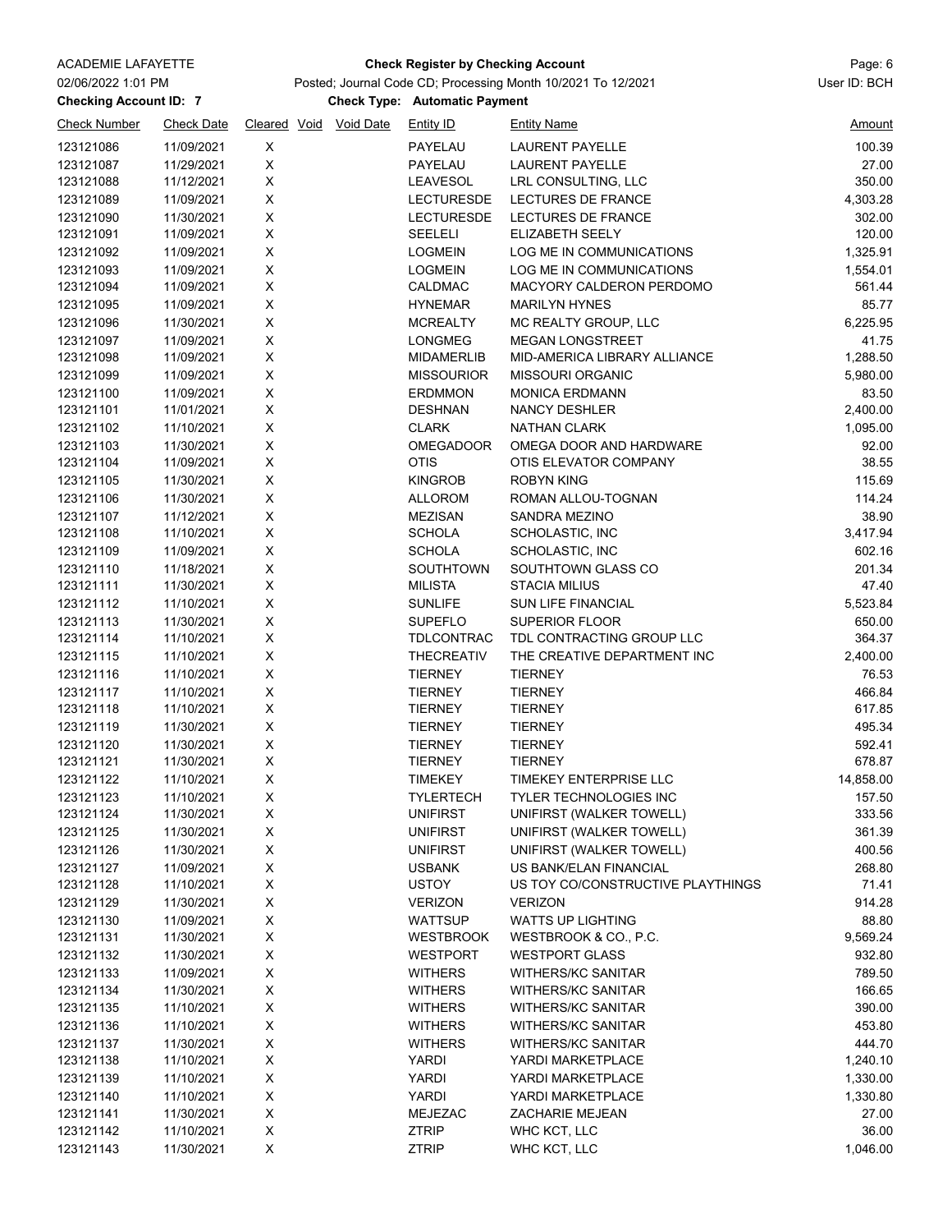ACADEMIE LAFAYETTE

02/06/2022 1:01 PM

**Checking Account ID: 7**

**Check Register by Checking Account**

Posted; Journal Code CD; Processing Month 10/2021 To 12/2021

**Check Type: Automatic Payment**

User ID: BCH

| Check Number | Check Date | Cleared | Void | Void Date | Entity ID | Entity Name | Amount |
|---|---|---|---|---|---|---|---|
| 123121086 | 11/09/2021 | X | | | PAYELAU | LAURENT PAYELLE | 100.39 |
| 123121087 | 11/29/2021 | X | | | PAYELAU | LAURENT PAYELLE | 27.00 |
| 123121088 | 11/12/2021 | X | | | LEAVESOL | LRL CONSULTING, LLC | 350.00 |
| 123121089 | 11/09/2021 | X | | | LECTURESDE | LECTURES DE FRANCE | 4,303.28 |
| 123121090 | 11/30/2021 | X | | | LECTURESDE | LECTURES DE FRANCE | 302.00 |
| 123121091 | 11/09/2021 | X | | | SEELELI | ELIZABETH SEELY | 120.00 |
| 123121092 | 11/09/2021 | X | | | LOGMEIN | LOG ME IN COMMUNICATIONS | 1,325.91 |
| 123121093 | 11/09/2021 | X | | | LOGMEIN | LOG ME IN COMMUNICATIONS | 1,554.01 |
| 123121094 | 11/09/2021 | X | | | CALDMAC | MACYORY CALDERON PERDOMO | 561.44 |
| 123121095 | 11/09/2021 | X | | | HYNEMAR | MARILYN HYNES | 85.77 |
| 123121096 | 11/30/2021 | X | | | MCREALTY | MC REALTY GROUP, LLC | 6,225.95 |
| 123121097 | 11/09/2021 | X | | | LONGMEG | MEGAN LONGSTREET | 41.75 |
| 123121098 | 11/09/2021 | X | | | MIDAMERLIB | MID-AMERICA LIBRARY ALLIANCE | 1,288.50 |
| 123121099 | 11/09/2021 | X | | | MISSOURIOR | MISSOURI ORGANIC | 5,980.00 |
| 123121100 | 11/09/2021 | X | | | ERDMMON | MONICA ERDMANN | 83.50 |
| 123121101 | 11/01/2021 | X | | | DESHNAN | NANCY DESHLER | 2,400.00 |
| 123121102 | 11/10/2021 | X | | | CLARK | NATHAN CLARK | 1,095.00 |
| 123121103 | 11/30/2021 | X | | | OMEGADOOR | OMEGA DOOR AND HARDWARE | 92.00 |
| 123121104 | 11/09/2021 | X | | | OTIS | OTIS ELEVATOR COMPANY | 38.55 |
| 123121105 | 11/30/2021 | X | | | KINGROB | ROBYN KING | 115.69 |
| 123121106 | 11/30/2021 | X | | | ALLOROM | ROMAN ALLOU-TOGNAN | 114.24 |
| 123121107 | 11/12/2021 | X | | | MEZISAN | SANDRA MEZINO | 38.90 |
| 123121108 | 11/10/2021 | X | | | SCHOLA | SCHOLASTIC, INC | 3,417.94 |
| 123121109 | 11/09/2021 | X | | | SCHOLA | SCHOLASTIC, INC | 602.16 |
| 123121110 | 11/18/2021 | X | | | SOUTHTOWN | SOUTHTOWN GLASS CO | 201.34 |
| 123121111 | 11/30/2021 | X | | | MILISTA | STACIA MILIUS | 47.40 |
| 123121112 | 11/10/2021 | X | | | SUNLIFE | SUN LIFE FINANCIAL | 5,523.84 |
| 123121113 | 11/30/2021 | X | | | SUPEFLO | SUPERIOR FLOOR | 650.00 |
| 123121114 | 11/10/2021 | X | | | TDLCONTRAC | TDL CONTRACTING GROUP LLC | 364.37 |
| 123121115 | 11/10/2021 | X | | | THECREATIV | THE CREATIVE DEPARTMENT INC | 2,400.00 |
| 123121116 | 11/10/2021 | X | | | TIERNEY | TIERNEY | 76.53 |
| 123121117 | 11/10/2021 | X | | | TIERNEY | TIERNEY | 466.84 |
| 123121118 | 11/10/2021 | X | | | TIERNEY | TIERNEY | 617.85 |
| 123121119 | 11/30/2021 | X | | | TIERNEY | TIERNEY | 495.34 |
| 123121120 | 11/30/2021 | X | | | TIERNEY | TIERNEY | 592.41 |
| 123121121 | 11/30/2021 | X | | | TIERNEY | TIERNEY | 678.87 |
| 123121122 | 11/10/2021 | X | | | TIMEKEY | TIMEKEY ENTERPRISE LLC | 14,858.00 |
| 123121123 | 11/10/2021 | X | | | TYLERTECH | TYLER TECHNOLOGIES INC | 157.50 |
| 123121124 | 11/30/2021 | X | | | UNIFIRST | UNIFIRST (WALKER TOWELL) | 333.56 |
| 123121125 | 11/30/2021 | X | | | UNIFIRST | UNIFIRST (WALKER TOWELL) | 361.39 |
| 123121126 | 11/30/2021 | X | | | UNIFIRST | UNIFIRST (WALKER TOWELL) | 400.56 |
| 123121127 | 11/09/2021 | X | | | USBANK | US BANK/ELAN FINANCIAL | 268.80 |
| 123121128 | 11/10/2021 | X | | | USTOY | US TOY CO/CONSTRUCTIVE PLAYTHINGS | 71.41 |
| 123121129 | 11/30/2021 | X | | | VERIZON | VERIZON | 914.28 |
| 123121130 | 11/09/2021 | X | | | WATTSUP | WATTS UP LIGHTING | 88.80 |
| 123121131 | 11/30/2021 | X | | | WESTBROOK | WESTBROOK & CO., P.C. | 9,569.24 |
| 123121132 | 11/30/2021 | X | | | WESTPORT | WESTPORT GLASS | 932.80 |
| 123121133 | 11/09/2021 | X | | | WITHERS | WITHERS/KC SANITAR | 789.50 |
| 123121134 | 11/30/2021 | X | | | WITHERS | WITHERS/KC SANITAR | 166.65 |
| 123121135 | 11/10/2021 | X | | | WITHERS | WITHERS/KC SANITAR | 390.00 |
| 123121136 | 11/10/2021 | X | | | WITHERS | WITHERS/KC SANITAR | 453.80 |
| 123121137 | 11/30/2021 | X | | | WITHERS | WITHERS/KC SANITAR | 444.70 |
| 123121138 | 11/10/2021 | X | | | YARDI | YARDI MARKETPLACE | 1,240.10 |
| 123121139 | 11/10/2021 | X | | | YARDI | YARDI MARKETPLACE | 1,330.00 |
| 123121140 | 11/10/2021 | X | | | YARDI | YARDI MARKETPLACE | 1,330.80 |
| 123121141 | 11/30/2021 | X | | | MEJEZAC | ZACHARIE MEJEAN | 27.00 |
| 123121142 | 11/10/2021 | X | | | ZTRIP | WHC KCT, LLC | 36.00 |
| 123121143 | 11/30/2021 | X | | | ZTRIP | WHC KCT, LLC | 1,046.00 |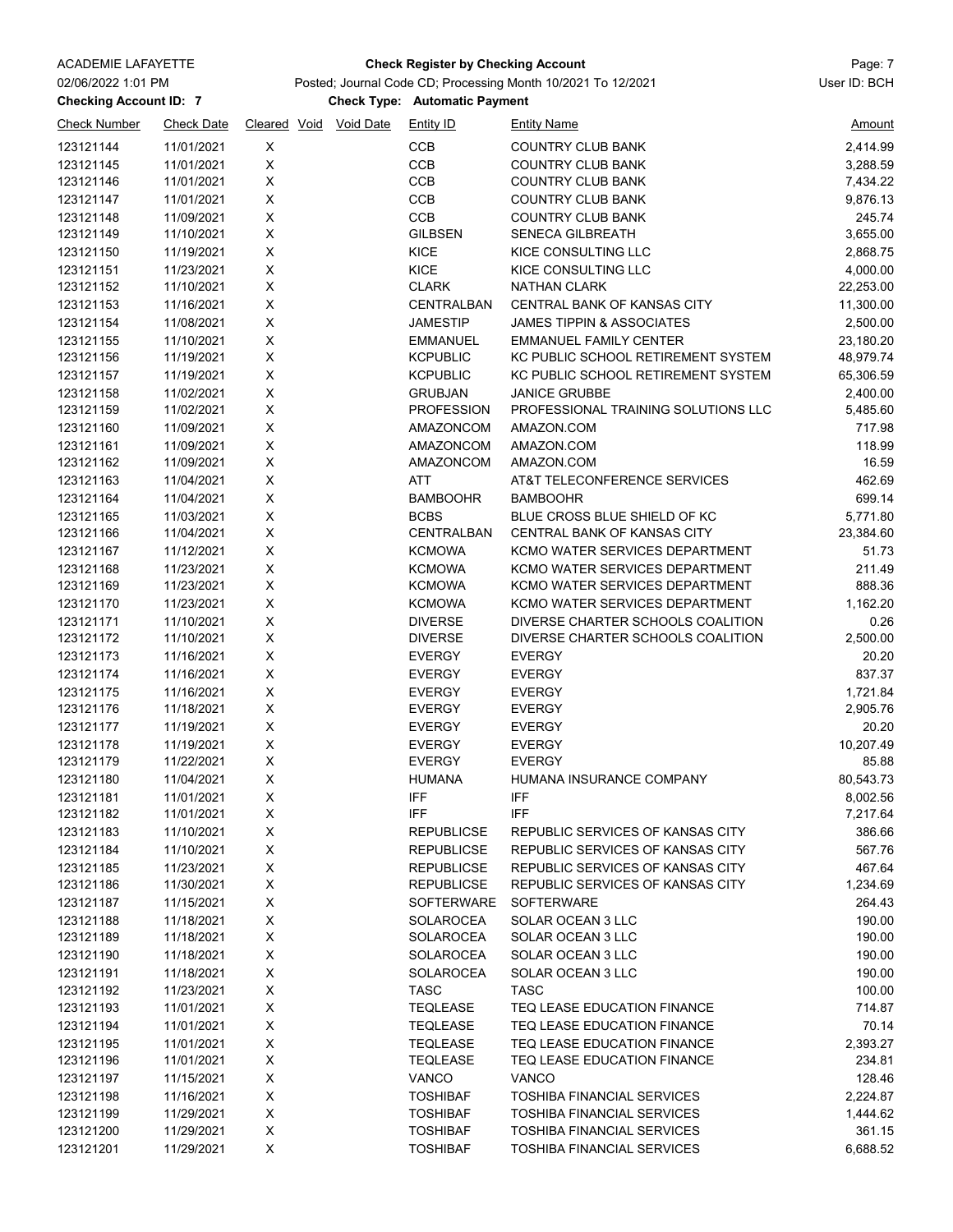ACADEMIE LAFAYETTE

02/06/2022 1:01 PM

**Check Register by Checking Account**

Posted; Journal Code CD; Processing Month 10/2021 To 12/2021

User ID: BCH

**Checking Account ID: 7**

**Check Type: Automatic Payment**

| Check Number | Check Date | Cleared | Void | Void Date | Entity ID | Entity Name | Amount |
|---|---|---|---|---|---|---|---|
| 123121144 | 11/01/2021 | X | | | CCB | COUNTRY CLUB BANK | 2,414.99 |
| 123121145 | 11/01/2021 | X | | | CCB | COUNTRY CLUB BANK | 3,288.59 |
| 123121146 | 11/01/2021 | X | | | CCB | COUNTRY CLUB BANK | 7,434.22 |
| 123121147 | 11/01/2021 | X | | | CCB | COUNTRY CLUB BANK | 9,876.13 |
| 123121148 | 11/09/2021 | X | | | CCB | COUNTRY CLUB BANK | 245.74 |
| 123121149 | 11/10/2021 | X | | | GILBSEN | SENECA GILBREATH | 3,655.00 |
| 123121150 | 11/19/2021 | X | | | KICE | KICE CONSULTING LLC | 2,868.75 |
| 123121151 | 11/23/2021 | X | | | KICE | KICE CONSULTING LLC | 4,000.00 |
| 123121152 | 11/10/2021 | X | | | CLARK | NATHAN CLARK | 22,253.00 |
| 123121153 | 11/16/2021 | X | | | CENTRALBAN | CENTRAL BANK OF KANSAS CITY | 11,300.00 |
| 123121154 | 11/08/2021 | X | | | JAMESTIP | JAMES TIPPIN & ASSOCIATES | 2,500.00 |
| 123121155 | 11/10/2021 | X | | | EMMANUEL | EMMANUEL FAMILY CENTER | 23,180.20 |
| 123121156 | 11/19/2021 | X | | | KCPUBLIC | KC PUBLIC SCHOOL RETIREMENT SYSTEM | 48,979.74 |
| 123121157 | 11/19/2021 | X | | | KCPUBLIC | KC PUBLIC SCHOOL RETIREMENT SYSTEM | 65,306.59 |
| 123121158 | 11/02/2021 | X | | | GRUBJAN | JANICE GRUBBE | 2,400.00 |
| 123121159 | 11/02/2021 | X | | | PROFESSION | PROFESSIONAL TRAINING SOLUTIONS LLC | 5,485.60 |
| 123121160 | 11/09/2021 | X | | | AMAZONCOM | AMAZON.COM | 717.98 |
| 123121161 | 11/09/2021 | X | | | AMAZONCOM | AMAZON.COM | 118.99 |
| 123121162 | 11/09/2021 | X | | | AMAZONCOM | AMAZON.COM | 16.59 |
| 123121163 | 11/04/2021 | X | | | ATT | AT&T TELECONFERENCE SERVICES | 462.69 |
| 123121164 | 11/04/2021 | X | | | BAMBOOHR | BAMBOOHR | 699.14 |
| 123121165 | 11/03/2021 | X | | | BCBS | BLUE CROSS BLUE SHIELD OF KC | 5,771.80 |
| 123121166 | 11/04/2021 | X | | | CENTRALBAN | CENTRAL BANK OF KANSAS CITY | 23,384.60 |
| 123121167 | 11/12/2021 | X | | | KCMOWA | KCMO WATER SERVICES DEPARTMENT | 51.73 |
| 123121168 | 11/23/2021 | X | | | KCMOWA | KCMO WATER SERVICES DEPARTMENT | 211.49 |
| 123121169 | 11/23/2021 | X | | | KCMOWA | KCMO WATER SERVICES DEPARTMENT | 888.36 |
| 123121170 | 11/23/2021 | X | | | KCMOWA | KCMO WATER SERVICES DEPARTMENT | 1,162.20 |
| 123121171 | 11/10/2021 | X | | | DIVERSE | DIVERSE CHARTER SCHOOLS COALITION | 0.26 |
| 123121172 | 11/10/2021 | X | | | DIVERSE | DIVERSE CHARTER SCHOOLS COALITION | 2,500.00 |
| 123121173 | 11/16/2021 | X | | | EVERGY | EVERGY | 20.20 |
| 123121174 | 11/16/2021 | X | | | EVERGY | EVERGY | 837.37 |
| 123121175 | 11/16/2021 | X | | | EVERGY | EVERGY | 1,721.84 |
| 123121176 | 11/18/2021 | X | | | EVERGY | EVERGY | 2,905.76 |
| 123121177 | 11/19/2021 | X | | | EVERGY | EVERGY | 20.20 |
| 123121178 | 11/19/2021 | X | | | EVERGY | EVERGY | 10,207.49 |
| 123121179 | 11/22/2021 | X | | | EVERGY | EVERGY | 85.88 |
| 123121180 | 11/04/2021 | X | | | HUMANA | HUMANA INSURANCE COMPANY | 80,543.73 |
| 123121181 | 11/01/2021 | X | | | IFF | IFF | 8,002.56 |
| 123121182 | 11/01/2021 | X | | | IFF | IFF | 7,217.64 |
| 123121183 | 11/10/2021 | X | | | REPUBLICSE | REPUBLIC SERVICES OF KANSAS CITY | 386.66 |
| 123121184 | 11/10/2021 | X | | | REPUBLICSE | REPUBLIC SERVICES OF KANSAS CITY | 567.76 |
| 123121185 | 11/23/2021 | X | | | REPUBLICSE | REPUBLIC SERVICES OF KANSAS CITY | 467.64 |
| 123121186 | 11/30/2021 | X | | | REPUBLICSE | REPUBLIC SERVICES OF KANSAS CITY | 1,234.69 |
| 123121187 | 11/15/2021 | X | | | SOFTERWARE | SOFTERWARE | 264.43 |
| 123121188 | 11/18/2021 | X | | | SOLAROCEA | SOLAR OCEAN 3 LLC | 190.00 |
| 123121189 | 11/18/2021 | X | | | SOLAROCEA | SOLAR OCEAN 3 LLC | 190.00 |
| 123121190 | 11/18/2021 | X | | | SOLAROCEA | SOLAR OCEAN 3 LLC | 190.00 |
| 123121191 | 11/18/2021 | X | | | SOLAROCEA | SOLAR OCEAN 3 LLC | 190.00 |
| 123121192 | 11/23/2021 | X | | | TASC | TASC | 100.00 |
| 123121193 | 11/01/2021 | X | | | TEQLEASE | TEQ LEASE EDUCATION FINANCE | 714.87 |
| 123121194 | 11/01/2021 | X | | | TEQLEASE | TEQ LEASE EDUCATION FINANCE | 70.14 |
| 123121195 | 11/01/2021 | X | | | TEQLEASE | TEQ LEASE EDUCATION FINANCE | 2,393.27 |
| 123121196 | 11/01/2021 | X | | | TEQLEASE | TEQ LEASE EDUCATION FINANCE | 234.81 |
| 123121197 | 11/15/2021 | X | | | VANCO | VANCO | 128.46 |
| 123121198 | 11/16/2021 | X | | | TOSHIBAF | TOSHIBA FINANCIAL SERVICES | 2,224.87 |
| 123121199 | 11/29/2021 | X | | | TOSHIBAF | TOSHIBA FINANCIAL SERVICES | 1,444.62 |
| 123121200 | 11/29/2021 | X | | | TOSHIBAF | TOSHIBA FINANCIAL SERVICES | 361.15 |
| 123121201 | 11/29/2021 | X | | | TOSHIBAF | TOSHIBA FINANCIAL SERVICES | 6,688.52 |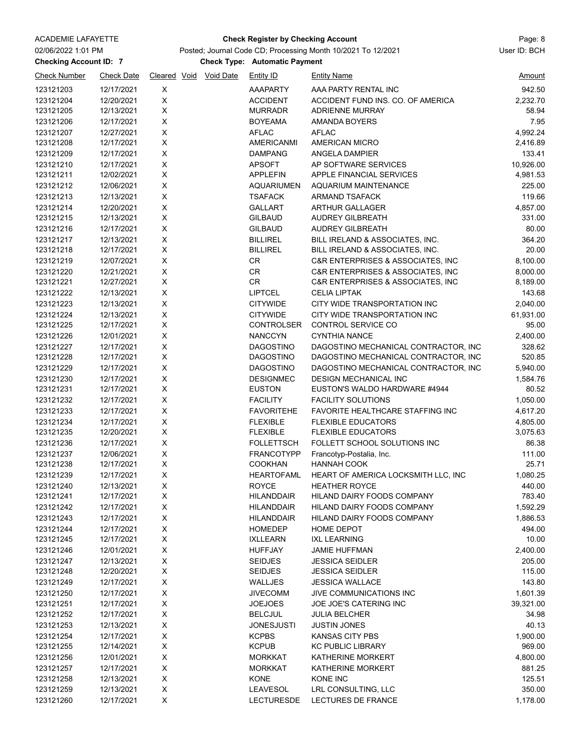ACADEMIE LAFAYETTE

02/06/2022 1:01 PM

**Check Register by Checking Account**

Posted; Journal Code CD; Processing Month 10/2021 To 12/2021

User ID: BCH

**Checking Account ID: 7**

**Check Type: Automatic Payment**

| Check Number | Check Date | Cleared | Void | Void Date | Entity ID | Entity Name | Amount |
|---|---|---|---|---|---|---|---|
| 123121203 | 12/17/2021 | X | | | AAAPARTY | AAA PARTY RENTAL INC | 942.50 |
| 123121204 | 12/20/2021 | X | | | ACCIDENT | ACCIDENT FUND INS. CO. OF AMERICA | 2,232.70 |
| 123121205 | 12/13/2021 | X | | | MURRADR | ADRIENNE MURRAY | 58.94 |
| 123121206 | 12/17/2021 | X | | | BOYEAMA | AMANDA BOYERS | 7.95 |
| 123121207 | 12/27/2021 | X | | | AFLAC | AFLAC | 4,992.24 |
| 123121208 | 12/17/2021 | X | | | AMERICANMI | AMERICAN MICRO | 2,416.89 |
| 123121209 | 12/17/2021 | X | | | DAMPANG | ANGELA DAMPIER | 133.41 |
| 123121210 | 12/17/2021 | X | | | APSOFT | AP SOFTWARE SERVICES | 10,926.00 |
| 123121211 | 12/02/2021 | X | | | APPLEFIN | APPLE FINANCIAL SERVICES | 4,981.53 |
| 123121212 | 12/06/2021 | X | | | AQUARIUMEN | AQUARIUM MAINTENANCE | 225.00 |
| 123121213 | 12/13/2021 | X | | | TSAFACK | ARMAND TSAFACK | 119.66 |
| 123121214 | 12/20/2021 | X | | | GALLART | ARTHUR GALLAGER | 4,857.00 |
| 123121215 | 12/13/2021 | X | | | GILBAUD | AUDREY GILBREATH | 331.00 |
| 123121216 | 12/17/2021 | X | | | GILBAUD | AUDREY GILBREATH | 80.00 |
| 123121217 | 12/13/2021 | X | | | BILLIREL | BILL IRELAND & ASSOCIATES, INC. | 364.20 |
| 123121218 | 12/17/2021 | X | | | BILLIREL | BILL IRELAND & ASSOCIATES, INC. | 20.00 |
| 123121219 | 12/07/2021 | X | | | CR | C&R ENTERPRISES & ASSOCIATES, INC | 8,100.00 |
| 123121220 | 12/21/2021 | X | | | CR | C&R ENTERPRISES & ASSOCIATES, INC | 8,000.00 |
| 123121221 | 12/27/2021 | X | | | CR | C&R ENTERPRISES & ASSOCIATES, INC | 8,189.00 |
| 123121222 | 12/13/2021 | X | | | LIPTCEL | CELIA LIPTAK | 143.68 |
| 123121223 | 12/13/2021 | X | | | CITYWIDE | CITY WIDE TRANSPORTATION INC | 2,040.00 |
| 123121224 | 12/13/2021 | X | | | CITYWIDE | CITY WIDE TRANSPORTATION INC | 61,931.00 |
| 123121225 | 12/17/2021 | X | | | CONTROLSER | CONTROL SERVICE CO | 95.00 |
| 123121226 | 12/01/2021 | X | | | NANCCYN | CYNTHIA NANCE | 2,400.00 |
| 123121227 | 12/17/2021 | X | | | DAGOSTINO | DAGOSTINO MECHANICAL CONTRACTOR, INC | 328.62 |
| 123121228 | 12/17/2021 | X | | | DAGOSTINO | DAGOSTINO MECHANICAL CONTRACTOR, INC | 520.85 |
| 123121229 | 12/17/2021 | X | | | DAGOSTINO | DAGOSTINO MECHANICAL CONTRACTOR, INC | 5,940.00 |
| 123121230 | 12/17/2021 | X | | | DESIGNMEC | DESIGN MECHANICAL INC | 1,584.76 |
| 123121231 | 12/17/2021 | X | | | EUSTON | EUSTON'S WALDO HARDWARE #4944 | 80.52 |
| 123121232 | 12/17/2021 | X | | | FACILITY | FACILITY SOLUTIONS | 1,050.00 |
| 123121233 | 12/17/2021 | X | | | FAVORITEHE | FAVORITE HEALTHCARE STAFFING INC | 4,617.20 |
| 123121234 | 12/17/2021 | X | | | FLEXIBLE | FLEXIBLE EDUCATORS | 4,805.00 |
| 123121235 | 12/20/2021 | X | | | FLEXIBLE | FLEXIBLE EDUCATORS | 3,075.63 |
| 123121236 | 12/17/2021 | X | | | FOLLETTSCH | FOLLETT SCHOOL SOLUTIONS INC | 86.38 |
| 123121237 | 12/06/2021 | X | | | FRANCOTYPP | Francotyp-Postalia, Inc. | 111.00 |
| 123121238 | 12/17/2021 | X | | | COOKHAN | HANNAH COOK | 25.71 |
| 123121239 | 12/17/2021 | X | | | HEARTOFAML | HEART OF AMERICA LOCKSMITH LLC, INC | 1,080.25 |
| 123121240 | 12/13/2021 | X | | | ROYCE | HEATHER ROYCE | 440.00 |
| 123121241 | 12/17/2021 | X | | | HILANDDAIR | HILAND DAIRY FOODS COMPANY | 783.40 |
| 123121242 | 12/17/2021 | X | | | HILANDDAIR | HILAND DAIRY FOODS COMPANY | 1,592.29 |
| 123121243 | 12/17/2021 | X | | | HILANDDAIR | HILAND DAIRY FOODS COMPANY | 1,886.53 |
| 123121244 | 12/17/2021 | X | | | HOMEDEP | HOME DEPOT | 494.00 |
| 123121245 | 12/17/2021 | X | | | IXLLEARN | IXL LEARNING | 10.00 |
| 123121246 | 12/01/2021 | X | | | HUFFJAY | JAMIE HUFFMAN | 2,400.00 |
| 123121247 | 12/13/2021 | X | | | SEIDJES | JESSICA SEIDLER | 205.00 |
| 123121248 | 12/20/2021 | X | | | SEIDJES | JESSICA SEIDLER | 115.00 |
| 123121249 | 12/17/2021 | X | | | WALLJES | JESSICA WALLACE | 143.80 |
| 123121250 | 12/17/2021 | X | | | JIVECOMM | JIVE COMMUNICATIONS INC | 1,601.39 |
| 123121251 | 12/17/2021 | X | | | JOEJOES | JOE JOE'S CATERING INC | 39,321.00 |
| 123121252 | 12/17/2021 | X | | | BELCJUL | JULIA BELCHER | 34.98 |
| 123121253 | 12/13/2021 | X | | | JONESJUSTI | JUSTIN JONES | 40.13 |
| 123121254 | 12/17/2021 | X | | | KCPBS | KANSAS CITY PBS | 1,900.00 |
| 123121255 | 12/14/2021 | X | | | KCPUB | KC PUBLIC LIBRARY | 969.00 |
| 123121256 | 12/01/2021 | X | | | MORKKAT | KATHERINE MORKERT | 4,800.00 |
| 123121257 | 12/17/2021 | X | | | MORKKAT | KATHERINE MORKERT | 881.25 |
| 123121258 | 12/13/2021 | X | | | KONE | KONE INC | 125.51 |
| 123121259 | 12/13/2021 | X | | | LEAVESOL | LRL CONSULTING, LLC | 350.00 |
| 123121260 | 12/17/2021 | X | | | LECTURESDE | LECTURES DE FRANCE | 1,178.00 |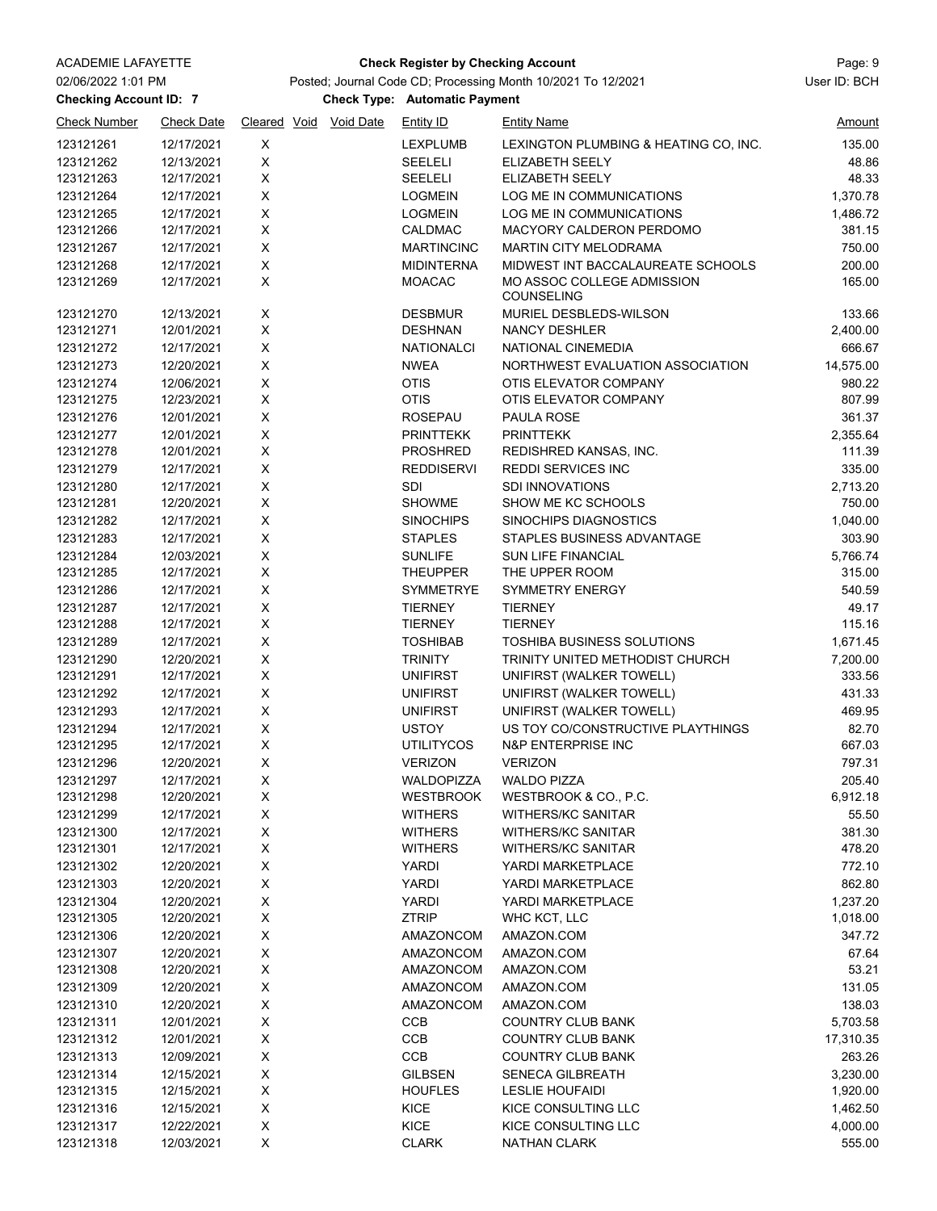ACADEMIE LAFAYETTE

**Check Register by Checking Account**

02/06/2022 1:01 PM — Posted; Journal Code CD; Processing Month 10/2021 To 12/2021 — User ID: BCH

**Checking Account ID: 7** — **Check Type: Automatic Payment**

| Check Number | Check Date | Cleared | Void | Void Date | Entity ID | Entity Name | Amount |
|---|---|---|---|---|---|---|---|
| 123121261 | 12/17/2021 | X | | | LEXPLUMB | LEXINGTON PLUMBING & HEATING CO, INC. | 135.00 |
| 123121262 | 12/13/2021 | X | | | SEELELI | ELIZABETH SEELY | 48.86 |
| 123121263 | 12/17/2021 | X | | | SEELELI | ELIZABETH SEELY | 48.33 |
| 123121264 | 12/17/2021 | X | | | LOGMEIN | LOG ME IN COMMUNICATIONS | 1,370.78 |
| 123121265 | 12/17/2021 | X | | | LOGMEIN | LOG ME IN COMMUNICATIONS | 1,486.72 |
| 123121266 | 12/17/2021 | X | | | CALDMAC | MACYORY CALDERON PERDOMO | 381.15 |
| 123121267 | 12/17/2021 | X | | | MARTINCINC | MARTIN CITY MELODRAMA | 750.00 |
| 123121268 | 12/17/2021 | X | | | MIDINTERNA | MIDWEST INT BACCALAUREATE SCHOOLS | 200.00 |
| 123121269 | 12/17/2021 | X | | | MOACAC | MO ASSOC COLLEGE ADMISSION COUNSELING | 165.00 |
| 123121270 | 12/13/2021 | X | | | DESBMUR | MURIEL DESBLEDS-WILSON | 133.66 |
| 123121271 | 12/01/2021 | X | | | DESHNAN | NANCY DESHLER | 2,400.00 |
| 123121272 | 12/17/2021 | X | | | NATIONALCI | NATIONAL CINEMEDIA | 666.67 |
| 123121273 | 12/20/2021 | X | | | NWEA | NORTHWEST EVALUATION ASSOCIATION | 14,575.00 |
| 123121274 | 12/06/2021 | X | | | OTIS | OTIS ELEVATOR COMPANY | 980.22 |
| 123121275 | 12/23/2021 | X | | | OTIS | OTIS ELEVATOR COMPANY | 807.99 |
| 123121276 | 12/01/2021 | X | | | ROSEPAU | PAULA ROSE | 361.37 |
| 123121277 | 12/01/2021 | X | | | PRINTTEKK | PRINTTEKK | 2,355.64 |
| 123121278 | 12/01/2021 | X | | | PROSHRED | REDISHRED KANSAS, INC. | 111.39 |
| 123121279 | 12/17/2021 | X | | | REDDISERVI | REDDI SERVICES INC | 335.00 |
| 123121280 | 12/17/2021 | X | | | SDI | SDI INNOVATIONS | 2,713.20 |
| 123121281 | 12/20/2021 | X | | | SHOWME | SHOW ME KC SCHOOLS | 750.00 |
| 123121282 | 12/17/2021 | X | | | SINOCHIPS | SINOCHIPS DIAGNOSTICS | 1,040.00 |
| 123121283 | 12/17/2021 | X | | | STAPLES | STAPLES BUSINESS ADVANTAGE | 303.90 |
| 123121284 | 12/03/2021 | X | | | SUNLIFE | SUN LIFE FINANCIAL | 5,766.74 |
| 123121285 | 12/17/2021 | X | | | THEUPPER | THE UPPER ROOM | 315.00 |
| 123121286 | 12/17/2021 | X | | | SYMMETRYE | SYMMETRY ENERGY | 540.59 |
| 123121287 | 12/17/2021 | X | | | TIERNEY | TIERNEY | 49.17 |
| 123121288 | 12/17/2021 | X | | | TIERNEY | TIERNEY | 115.16 |
| 123121289 | 12/17/2021 | X | | | TOSHIBAB | TOSHIBA BUSINESS SOLUTIONS | 1,671.45 |
| 123121290 | 12/20/2021 | X | | | TRINITY | TRINITY UNITED METHODIST CHURCH | 7,200.00 |
| 123121291 | 12/17/2021 | X | | | UNIFIRST | UNIFIRST (WALKER TOWELL) | 333.56 |
| 123121292 | 12/17/2021 | X | | | UNIFIRST | UNIFIRST (WALKER TOWELL) | 431.33 |
| 123121293 | 12/17/2021 | X | | | UNIFIRST | UNIFIRST (WALKER TOWELL) | 469.95 |
| 123121294 | 12/17/2021 | X | | | USTOY | US TOY CO/CONSTRUCTIVE PLAYTHINGS | 82.70 |
| 123121295 | 12/17/2021 | X | | | UTILITYCOS | N&P ENTERPRISE INC | 667.03 |
| 123121296 | 12/20/2021 | X | | | VERIZON | VERIZON | 797.31 |
| 123121297 | 12/17/2021 | X | | | WALDOPIZZA | WALDO PIZZA | 205.40 |
| 123121298 | 12/20/2021 | X | | | WESTBROOK | WESTBROOK & CO., P.C. | 6,912.18 |
| 123121299 | 12/17/2021 | X | | | WITHERS | WITHERS/KC SANITAR | 55.50 |
| 123121300 | 12/17/2021 | X | | | WITHERS | WITHERS/KC SANITAR | 381.30 |
| 123121301 | 12/17/2021 | X | | | WITHERS | WITHERS/KC SANITAR | 478.20 |
| 123121302 | 12/20/2021 | X | | | YARDI | YARDI MARKETPLACE | 772.10 |
| 123121303 | 12/20/2021 | X | | | YARDI | YARDI MARKETPLACE | 862.80 |
| 123121304 | 12/20/2021 | X | | | YARDI | YARDI MARKETPLACE | 1,237.20 |
| 123121305 | 12/20/2021 | X | | | ZTRIP | WHC KCT, LLC | 1,018.00 |
| 123121306 | 12/20/2021 | X | | | AMAZONCOM | AMAZON.COM | 347.72 |
| 123121307 | 12/20/2021 | X | | | AMAZONCOM | AMAZON.COM | 67.64 |
| 123121308 | 12/20/2021 | X | | | AMAZONCOM | AMAZON.COM | 53.21 |
| 123121309 | 12/20/2021 | X | | | AMAZONCOM | AMAZON.COM | 131.05 |
| 123121310 | 12/20/2021 | X | | | AMAZONCOM | AMAZON.COM | 138.03 |
| 123121311 | 12/01/2021 | X | | | CCB | COUNTRY CLUB BANK | 5,703.58 |
| 123121312 | 12/01/2021 | X | | | CCB | COUNTRY CLUB BANK | 17,310.35 |
| 123121313 | 12/09/2021 | X | | | CCB | COUNTRY CLUB BANK | 263.26 |
| 123121314 | 12/15/2021 | X | | | GILBSEN | SENECA GILBREATH | 3,230.00 |
| 123121315 | 12/15/2021 | X | | | HOUFLES | LESLIE HOUFAIDI | 1,920.00 |
| 123121316 | 12/15/2021 | X | | | KICE | KICE CONSULTING LLC | 1,462.50 |
| 123121317 | 12/22/2021 | X | | | KICE | KICE CONSULTING LLC | 4,000.00 |
| 123121318 | 12/03/2021 | X | | | CLARK | NATHAN CLARK | 555.00 |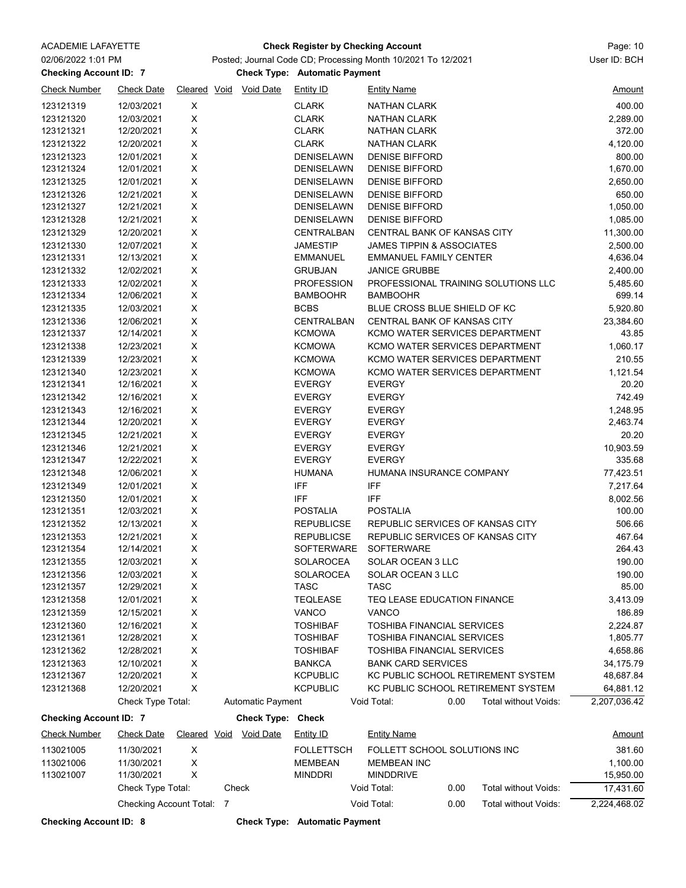ACADEMIE LAFAYETTE

**Check Register by Checking Account**

02/06/2022 1:01 PM — Posted; Journal Code CD; Processing Month 10/2021 To 12/2021 — User ID: BCH

**Checking Account ID: 7** — **Check Type: Automatic Payment**

| Check Number | Check Date | Cleared | Void | Void Date | Entity ID | Entity Name | Amount |
|---|---|---|---|---|---|---|---|
| 123121319 | 12/03/2021 | X | | | CLARK | NATHAN CLARK | 400.00 |
| 123121320 | 12/03/2021 | X | | | CLARK | NATHAN CLARK | 2,289.00 |
| 123121321 | 12/20/2021 | X | | | CLARK | NATHAN CLARK | 372.00 |
| 123121322 | 12/20/2021 | X | | | CLARK | NATHAN CLARK | 4,120.00 |
| 123121323 | 12/01/2021 | X | | | DENISELAWN | DENISE BIFFORD | 800.00 |
| 123121324 | 12/01/2021 | X | | | DENISELAWN | DENISE BIFFORD | 1,670.00 |
| 123121325 | 12/01/2021 | X | | | DENISELAWN | DENISE BIFFORD | 2,650.00 |
| 123121326 | 12/21/2021 | X | | | DENISELAWN | DENISE BIFFORD | 650.00 |
| 123121327 | 12/21/2021 | X | | | DENISELAWN | DENISE BIFFORD | 1,050.00 |
| 123121328 | 12/21/2021 | X | | | DENISELAWN | DENISE BIFFORD | 1,085.00 |
| 123121329 | 12/20/2021 | X | | | CENTRALBAN | CENTRAL BANK OF KANSAS CITY | 11,300.00 |
| 123121330 | 12/07/2021 | X | | | JAMESTIP | JAMES TIPPIN & ASSOCIATES | 2,500.00 |
| 123121331 | 12/13/2021 | X | | | EMMANUEL | EMMANUEL FAMILY CENTER | 4,636.04 |
| 123121332 | 12/02/2021 | X | | | GRUBJAN | JANICE GRUBBE | 2,400.00 |
| 123121333 | 12/02/2021 | X | | | PROFESSION | PROFESSIONAL TRAINING SOLUTIONS LLC | 5,485.60 |
| 123121334 | 12/06/2021 | X | | | BAMBOOHR | BAMBOOHR | 699.14 |
| 123121335 | 12/03/2021 | X | | | BCBS | BLUE CROSS BLUE SHIELD OF KC | 5,920.80 |
| 123121336 | 12/06/2021 | X | | | CENTRALBAN | CENTRAL BANK OF KANSAS CITY | 23,384.60 |
| 123121337 | 12/14/2021 | X | | | KCMOWA | KCMO WATER SERVICES DEPARTMENT | 43.85 |
| 123121338 | 12/23/2021 | X | | | KCMOWA | KCMO WATER SERVICES DEPARTMENT | 1,060.17 |
| 123121339 | 12/23/2021 | X | | | KCMOWA | KCMO WATER SERVICES DEPARTMENT | 210.55 |
| 123121340 | 12/23/2021 | X | | | KCMOWA | KCMO WATER SERVICES DEPARTMENT | 1,121.54 |
| 123121341 | 12/16/2021 | X | | | EVERGY | EVERGY | 20.20 |
| 123121342 | 12/16/2021 | X | | | EVERGY | EVERGY | 742.49 |
| 123121343 | 12/16/2021 | X | | | EVERGY | EVERGY | 1,248.95 |
| 123121344 | 12/20/2021 | X | | | EVERGY | EVERGY | 2,463.74 |
| 123121345 | 12/21/2021 | X | | | EVERGY | EVERGY | 20.20 |
| 123121346 | 12/21/2021 | X | | | EVERGY | EVERGY | 10,903.59 |
| 123121347 | 12/22/2021 | X | | | EVERGY | EVERGY | 335.68 |
| 123121348 | 12/06/2021 | X | | | HUMANA | HUMANA INSURANCE COMPANY | 77,423.51 |
| 123121349 | 12/01/2021 | X | | | IFF | IFF | 7,217.64 |
| 123121350 | 12/01/2021 | X | | | IFF | IFF | 8,002.56 |
| 123121351 | 12/03/2021 | X | | | POSTALIA | POSTALIA | 100.00 |
| 123121352 | 12/13/2021 | X | | | REPUBLICSE | REPUBLIC SERVICES OF KANSAS CITY | 506.66 |
| 123121353 | 12/21/2021 | X | | | REPUBLICSE | REPUBLIC SERVICES OF KANSAS CITY | 467.64 |
| 123121354 | 12/14/2021 | X | | | SOFTERWARE | SOFTERWARE | 264.43 |
| 123121355 | 12/03/2021 | X | | | SOLAROCEA | SOLAR OCEAN 3 LLC | 190.00 |
| 123121356 | 12/03/2021 | X | | | SOLAROCEA | SOLAR OCEAN 3 LLC | 190.00 |
| 123121357 | 12/29/2021 | X | | | TASC | TASC | 85.00 |
| 123121358 | 12/01/2021 | X | | | TEQLEASE | TEQ LEASE EDUCATION FINANCE | 3,413.09 |
| 123121359 | 12/15/2021 | X | | | VANCO | VANCO | 186.89 |
| 123121360 | 12/16/2021 | X | | | TOSHIBAF | TOSHIBA FINANCIAL SERVICES | 2,224.87 |
| 123121361 | 12/28/2021 | X | | | TOSHIBAF | TOSHIBA FINANCIAL SERVICES | 1,805.77 |
| 123121362 | 12/28/2021 | X | | | TOSHIBAF | TOSHIBA FINANCIAL SERVICES | 4,658.86 |
| 123121363 | 12/10/2021 | X | | | BANKCA | BANK CARD SERVICES | 34,175.79 |
| 123121367 | 12/20/2021 | X | | | KCPUBLIC | KC PUBLIC SCHOOL RETIREMENT SYSTEM | 48,687.84 |
| 123121368 | 12/20/2021 | X | | | KCPUBLIC | KC PUBLIC SCHOOL RETIREMENT SYSTEM | 64,881.12 |
| | Check Type Total: | | | Automatic Payment | | Void Total: 0.00 Total without Voids: | 2,207,036.42 |

**Checking Account ID: 7** — **Check Type: Check**

| Check Number | Check Date | Cleared | Void | Void Date | Entity ID | Entity Name | Amount |
|---|---|---|---|---|---|---|---|
| 113021005 | 11/30/2021 | X | | | FOLLETTSCH | FOLLETT SCHOOL SOLUTIONS INC | 381.60 |
| 113021006 | 11/30/2021 | X | | | MEMBEAN | MEMBEAN INC | 1,100.00 |
| 113021007 | 11/30/2021 | X | | | MINDDRI | MINDDRIVE | 15,950.00 |
| | Check Type Total: | | | Check | | Void Total: 0.00 Total without Voids: | 17,431.60 |
| | Checking Account Total: 7 | | | | | Void Total: 0.00 Total without Voids: | 2,224,468.02 |

**Checking Account ID: 8** — **Check Type: Automatic Payment**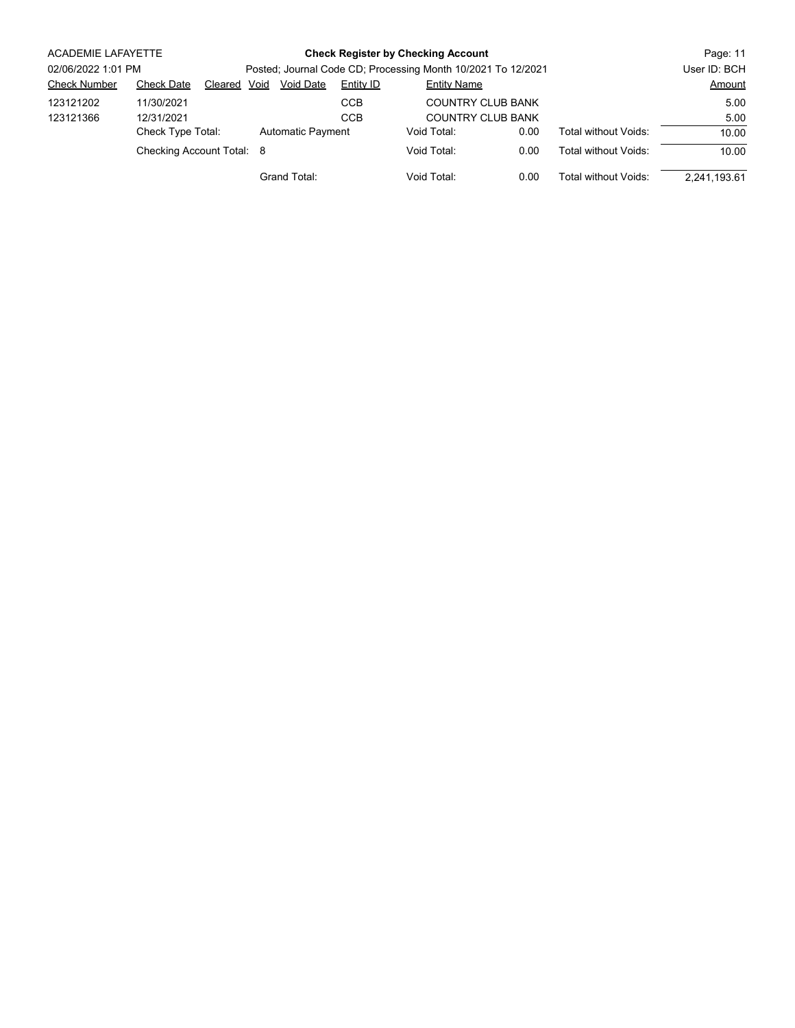ACADEMIE LAFAYETTE

02/06/2022 1:01 PM

## Check Register by Checking Account

Posted; Journal Code CD; Processing Month 10/2021 To 12/2021

User ID: BCH

| Check Number | Check Date | Cleared | Void | Void Date | Entity ID | Entity Name | | | Amount |
|---|---|---|---|---|---|---|---|---|---|
| 123121202 | 11/30/2021 | | | | CCB | COUNTRY CLUB BANK | | | 5.00 |
| 123121366 | 12/31/2021 | | | | CCB | COUNTRY CLUB BANK | | | 5.00 |
| | Check Type Total: | | Automatic Payment | | | Void Total: | 0.00 | Total without Voids: | 10.00 |
| | Checking Account Total: | | 8 | | | Void Total: | 0.00 | Total without Voids: | 10.00 |
| | | | Grand Total: | | | Void Total: | 0.00 | Total without Voids: | 2,241,193.61 |